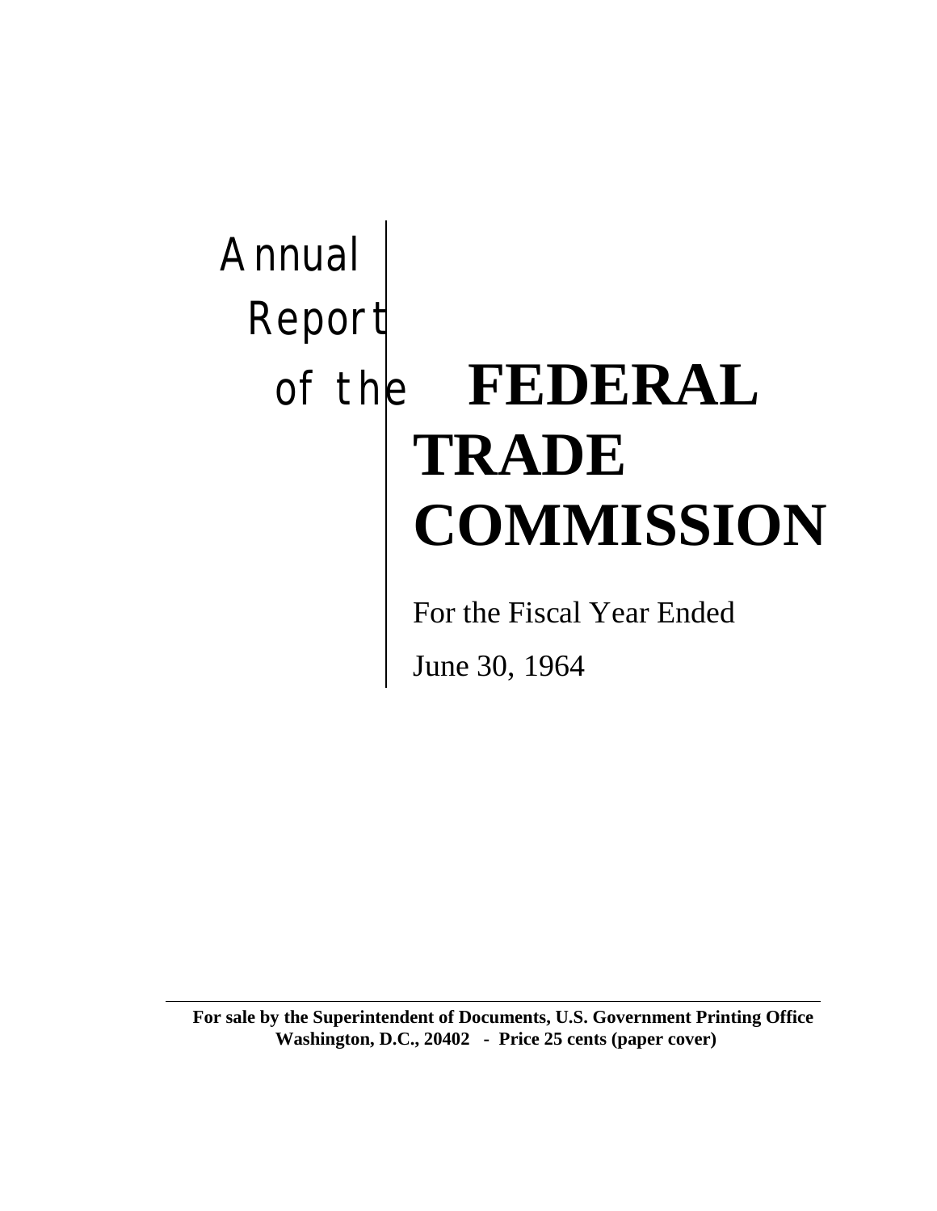# Annual Report of the FEDERAL TRADE COMMISSION

For the Fiscal Year Ended

June 30, 1964

---

**For sale by the Superintendent of Documents, U.S. Government Printing Office Washington, D.C., 20402 - Price 25 cents (paper cover)**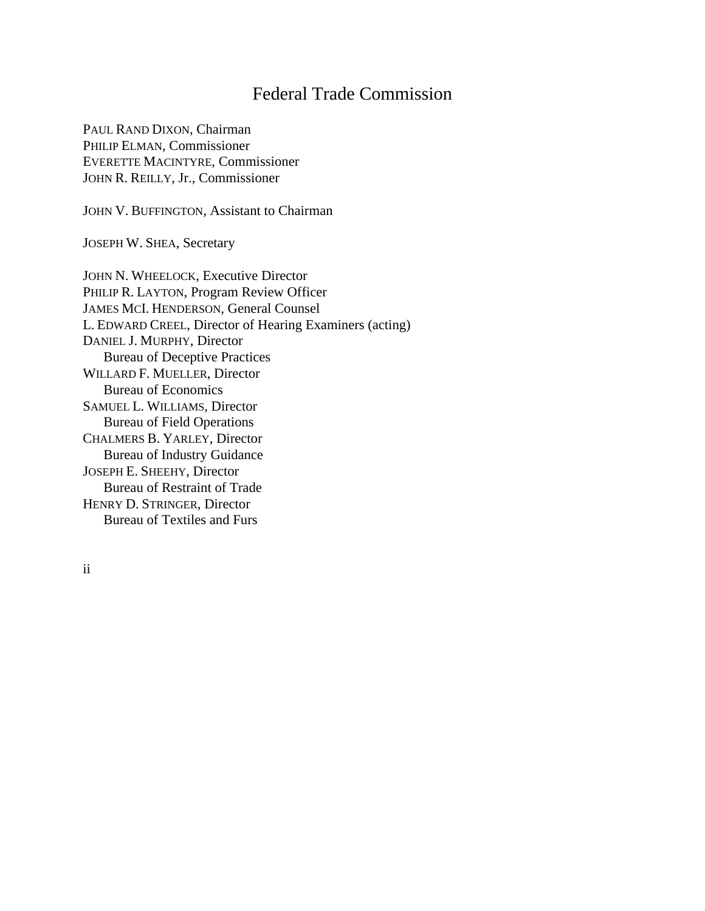# Federal Trade Commission

PAUL RAND DIXON, Chairman
PHILIP ELMAN, Commissioner
EVERETTE MACINTYRE, Commissioner
JOHN R. REILLY, Jr., Commissioner

JOHN V. BUFFINGTON, Assistant to Chairman

JOSEPH W. SHEA, Secretary

JOHN N. WHEELOCK, Executive Director
PHILIP R. LAYTON, Program Review Officer
JAMES MCI. HENDERSON, General Counsel
L. EDWARD CREEL, Director of Hearing Examiners (acting)
DANIEL J. MURPHY, Director
  Bureau of Deceptive Practices
WILLARD F. MUELLER, Director
  Bureau of Economics
SAMUEL L. WILLIAMS, Director
  Bureau of Field Operations
CHALMERS B. YARLEY, Director
  Bureau of Industry Guidance
JOSEPH E. SHEEHY, Director
  Bureau of Restraint of Trade
HENRY D. STRINGER, Director
  Bureau of Textiles and Furs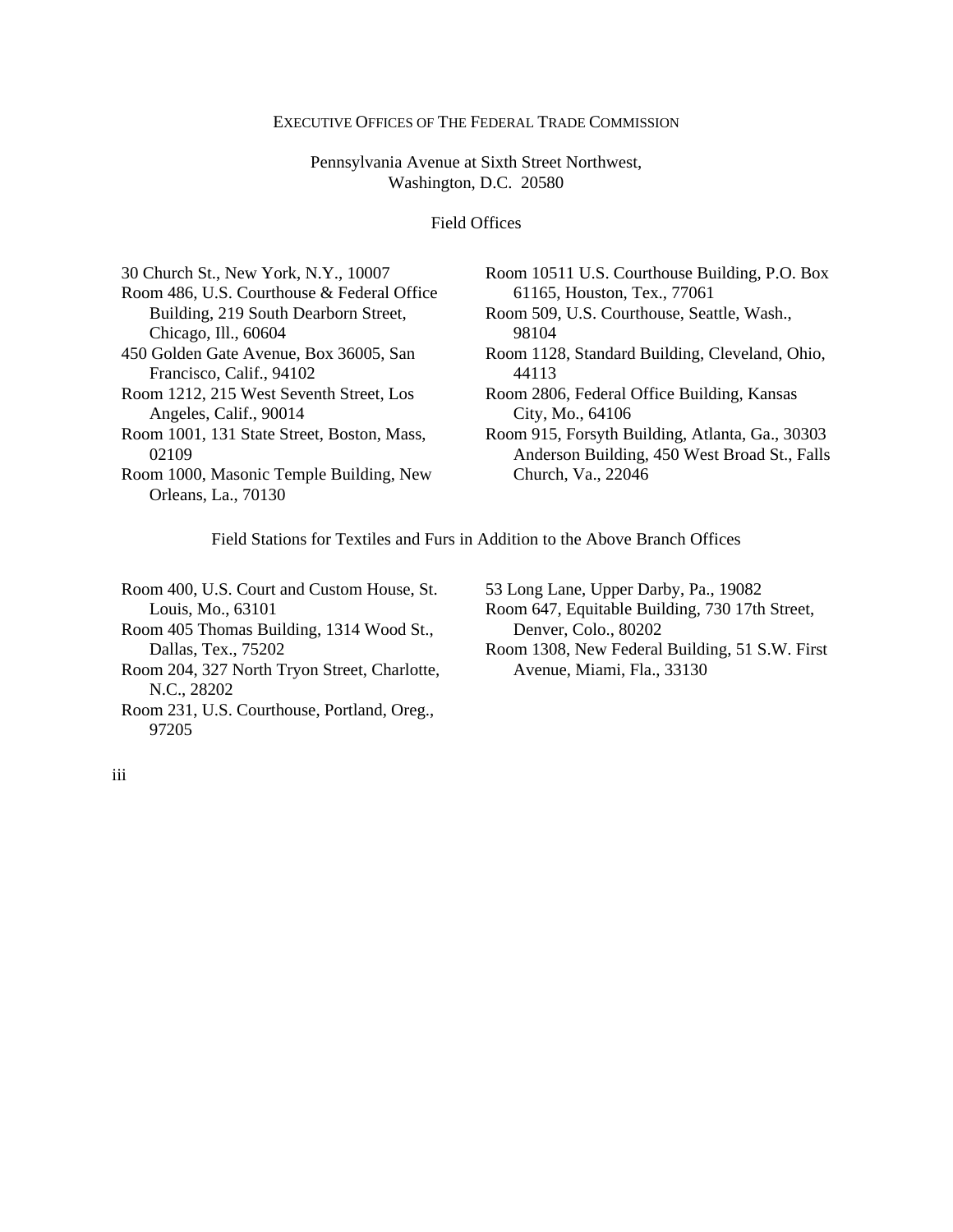# Executive Offices of The Federal Trade Commission

Pennsylvania Avenue at Sixth Street Northwest,
Washington, D.C. 20580

## Field Offices

30 Church St., New York, N.Y., 10007

Room 486, U.S. Courthouse & Federal Office Building, 219 South Dearborn Street, Chicago, Ill., 60604

450 Golden Gate Avenue, Box 36005, San Francisco, Calif., 94102

Room 1212, 215 West Seventh Street, Los Angeles, Calif., 90014

Room 1001, 131 State Street, Boston, Mass, 02109

Room 1000, Masonic Temple Building, New Orleans, La., 70130

Room 10511 U.S. Courthouse Building, P.O. Box 61165, Houston, Tex., 77061

Room 509, U.S. Courthouse, Seattle, Wash., 98104

Room 1128, Standard Building, Cleveland, Ohio, 44113

Room 2806, Federal Office Building, Kansas City, Mo., 64106

Room 915, Forsyth Building, Atlanta, Ga., 30303

Anderson Building, 450 West Broad St., Falls Church, Va., 22046

## Field Stations for Textiles and Furs in Addition to the Above Branch Offices

Room 400, U.S. Court and Custom House, St. Louis, Mo., 63101

Room 405 Thomas Building, 1314 Wood St., Dallas, Tex., 75202

Room 204, 327 North Tryon Street, Charlotte, N.C., 28202

Room 231, U.S. Courthouse, Portland, Oreg., 97205

53 Long Lane, Upper Darby, Pa., 19082

Room 647, Equitable Building, 730 17th Street, Denver, Colo., 80202

Room 1308, New Federal Building, 51 S.W. First Avenue, Miami, Fla., 33130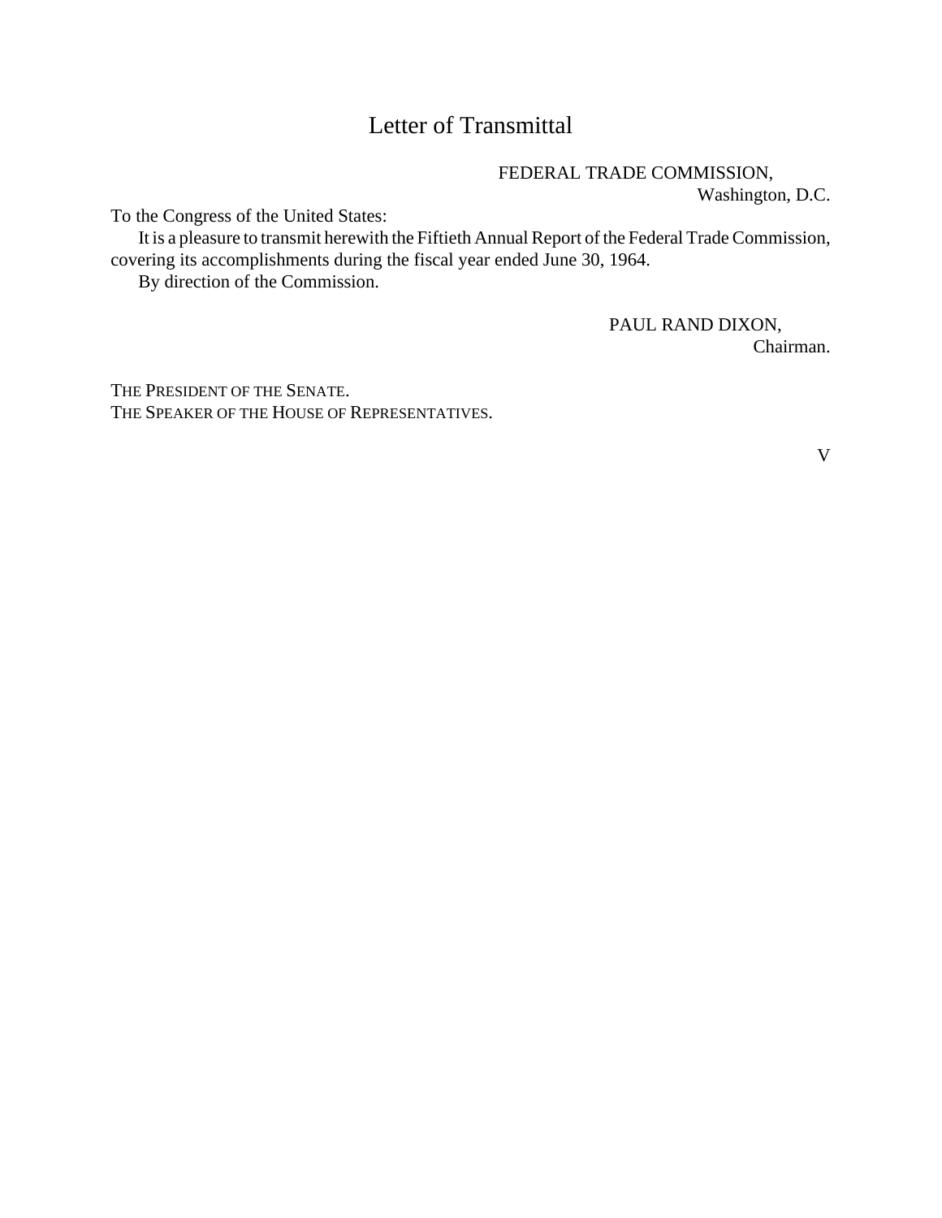# Letter of Transmittal

FEDERAL TRADE COMMISSION,
Washington, D.C.

To the Congress of the United States:

It is a pleasure to transmit herewith the Fiftieth Annual Report of the Federal Trade Commission, covering its accomplishments during the fiscal year ended June 30, 1964.

By direction of the Commission.

PAUL RAND DIXON,
Chairman.

THE PRESIDENT OF THE SENATE.
THE SPEAKER OF THE HOUSE OF REPRESENTATIVES.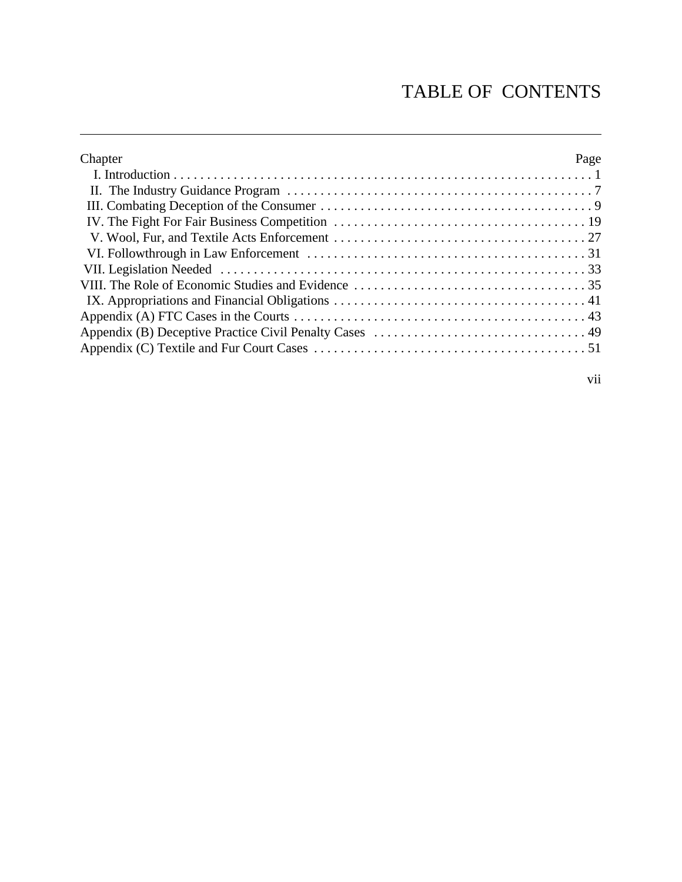# TABLE OF CONTENTS

| Chapter | Page |
|---|---|
| I. Introduction | 1 |
| II. The Industry Guidance Program | 7 |
| III. Combating Deception of the Consumer | 9 |
| IV. The Fight For Fair Business Competition | 19 |
| V. Wool, Fur, and Textile Acts Enforcement | 27 |
| VI. Followthrough in Law Enforcement | 31 |
| VII. Legislation Needed | 33 |
| VIII. The Role of Economic Studies and Evidence | 35 |
| IX. Appropriations and Financial Obligations | 41 |
| Appendix (A) FTC Cases in the Courts | 43 |
| Appendix (B) Deceptive Practice Civil Penalty Cases | 49 |
| Appendix (C) Textile and Fur Court Cases | 51 |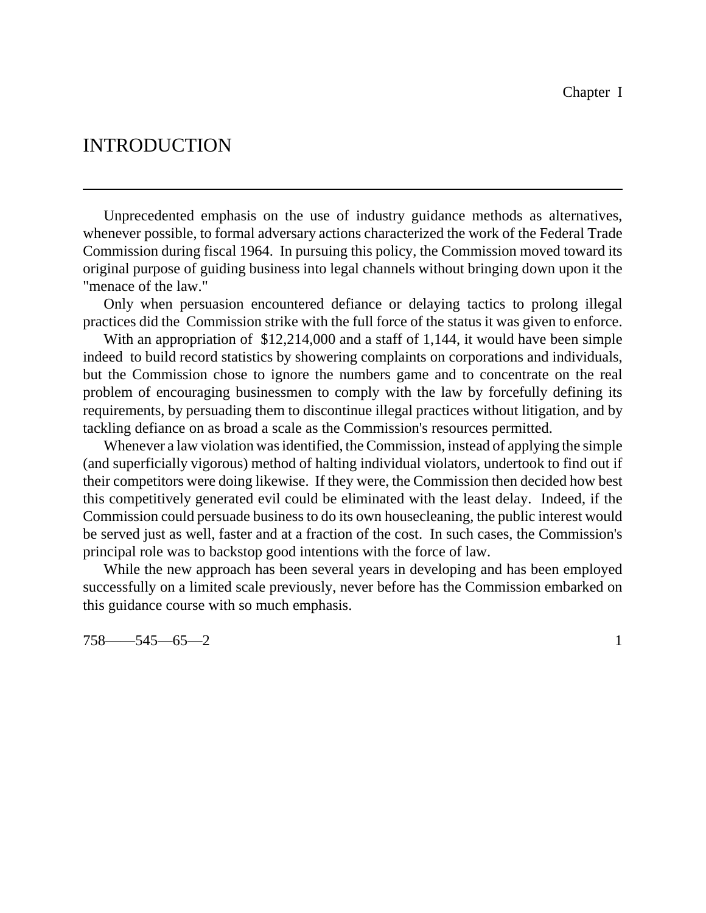Chapter I

# INTRODUCTION

Unprecedented emphasis on the use of industry guidance methods as alternatives, whenever possible, to formal adversary actions characterized the work of the Federal Trade Commission during fiscal 1964. In pursuing this policy, the Commission moved toward its original purpose of guiding business into legal channels without bringing down upon it the "menace of the law."

Only when persuasion encountered defiance or delaying tactics to prolong illegal practices did the Commission strike with the full force of the status it was given to enforce.

With an appropriation of $12,214,000 and a staff of 1,144, it would have been simple indeed to build record statistics by showering complaints on corporations and individuals, but the Commission chose to ignore the numbers game and to concentrate on the real problem of encouraging businessmen to comply with the law by forcefully defining its requirements, by persuading them to discontinue illegal practices without litigation, and by tackling defiance on as broad a scale as the Commission's resources permitted.

Whenever a law violation was identified, the Commission, instead of applying the simple (and superficially vigorous) method of halting individual violators, undertook to find out if their competitors were doing likewise. If they were, the Commission then decided how best this competitively generated evil could be eliminated with the least delay. Indeed, if the Commission could persuade business to do its own housecleaning, the public interest would be served just as well, faster and at a fraction of the cost. In such cases, the Commission's principal role was to backstop good intentions with the force of law.

While the new approach has been several years in developing and has been employed successfully on a limited scale previously, never before has the Commission embarked on this guidance course with so much emphasis.

758——545—65—2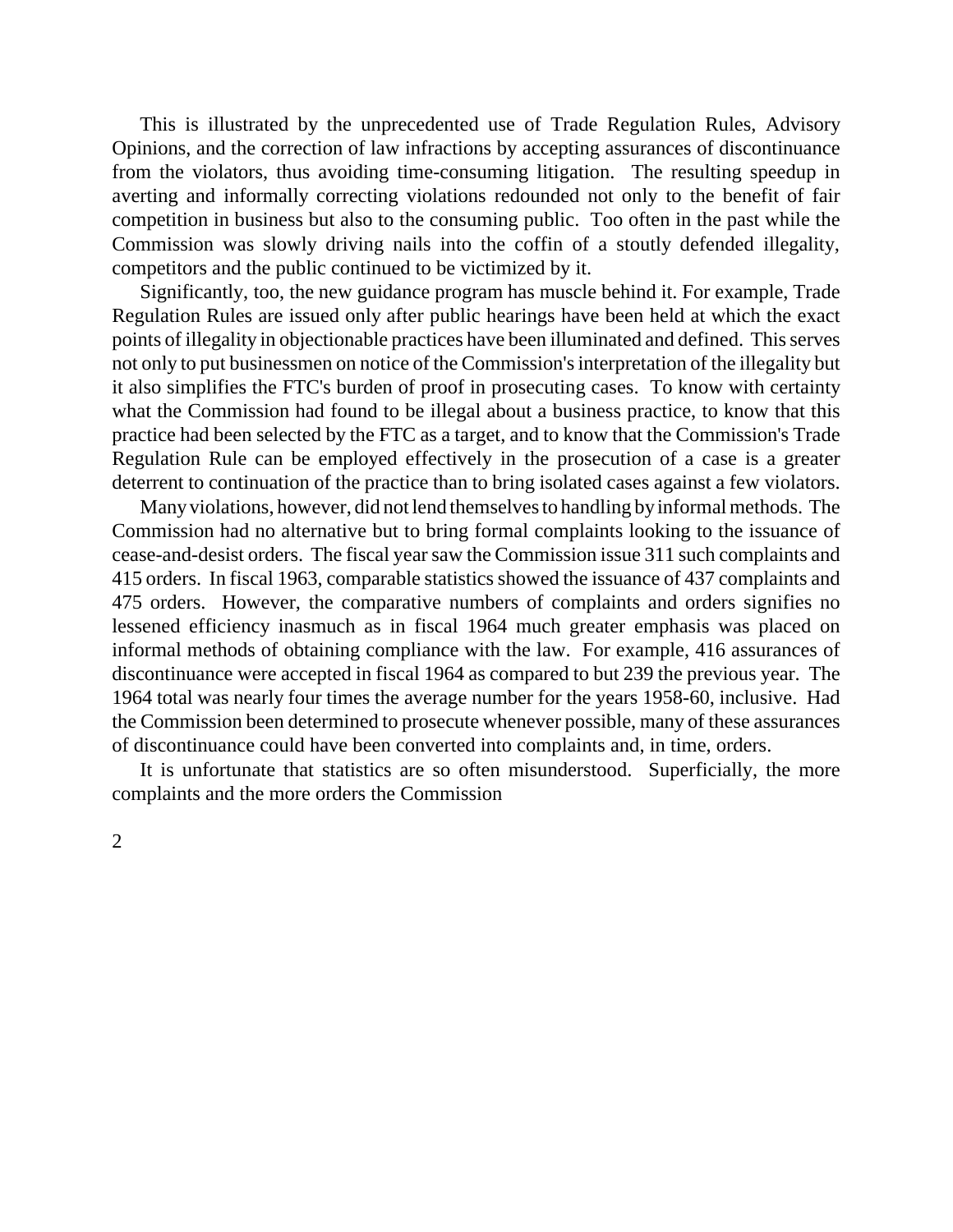This is illustrated by the unprecedented use of Trade Regulation Rules, Advisory Opinions, and the correction of law infractions by accepting assurances of discontinuance from the violators, thus avoiding time-consuming litigation. The resulting speedup in averting and informally correcting violations redounded not only to the benefit of fair competition in business but also to the consuming public. Too often in the past while the Commission was slowly driving nails into the coffin of a stoutly defended illegality, competitors and the public continued to be victimized by it.

Significantly, too, the new guidance program has muscle behind it. For example, Trade Regulation Rules are issued only after public hearings have been held at which the exact points of illegality in objectionable practices have been illuminated and defined. This serves not only to put businessmen on notice of the Commission's interpretation of the illegality but it also simplifies the FTC's burden of proof in prosecuting cases. To know with certainty what the Commission had found to be illegal about a business practice, to know that this practice had been selected by the FTC as a target, and to know that the Commission's Trade Regulation Rule can be employed effectively in the prosecution of a case is a greater deterrent to continuation of the practice than to bring isolated cases against a few violators.

Many violations, however, did not lend themselves to handling by informal methods. The Commission had no alternative but to bring formal complaints looking to the issuance of cease-and-desist orders. The fiscal year saw the Commission issue 311 such complaints and 415 orders. In fiscal 1963, comparable statistics showed the issuance of 437 complaints and 475 orders. However, the comparative numbers of complaints and orders signifies no lessened efficiency inasmuch as in fiscal 1964 much greater emphasis was placed on informal methods of obtaining compliance with the law. For example, 416 assurances of discontinuance were accepted in fiscal 1964 as compared to but 239 the previous year. The 1964 total was nearly four times the average number for the years 1958-60, inclusive. Had the Commission been determined to prosecute whenever possible, many of these assurances of discontinuance could have been converted into complaints and, in time, orders.

It is unfortunate that statistics are so often misunderstood. Superficially, the more complaints and the more orders the Commission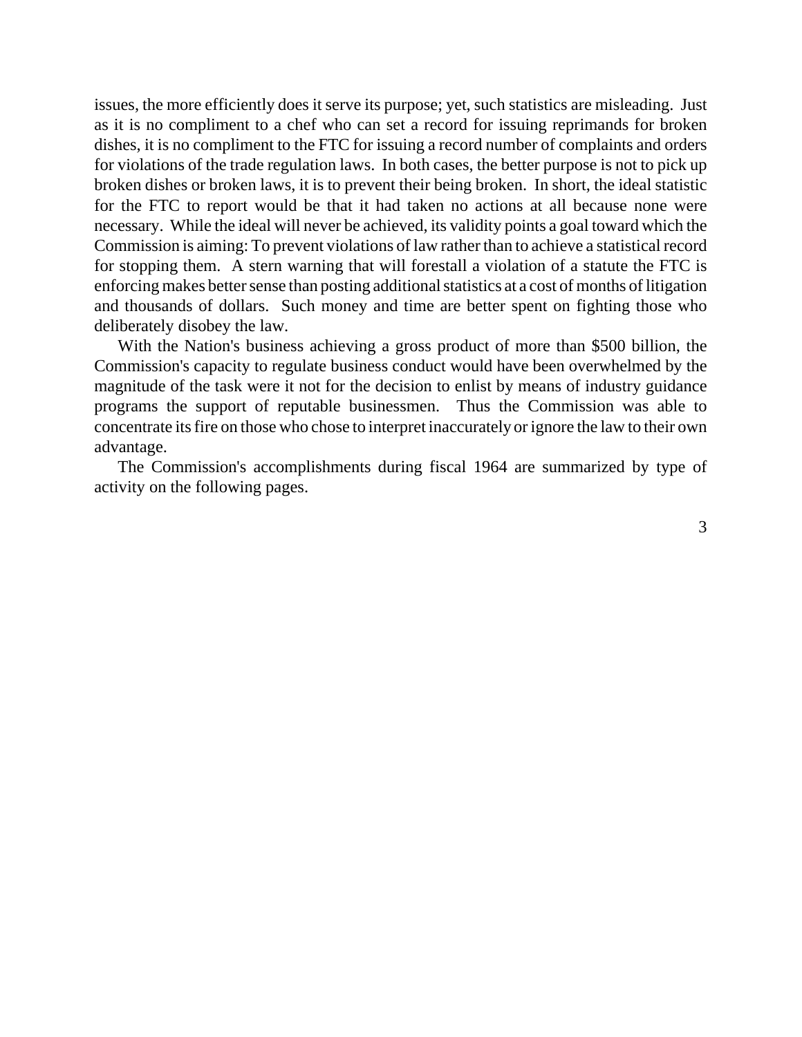issues, the more efficiently does it serve its purpose; yet, such statistics are misleading. Just as it is no compliment to a chef who can set a record for issuing reprimands for broken dishes, it is no compliment to the FTC for issuing a record number of complaints and orders for violations of the trade regulation laws. In both cases, the better purpose is not to pick up broken dishes or broken laws, it is to prevent their being broken. In short, the ideal statistic for the FTC to report would be that it had taken no actions at all because none were necessary. While the ideal will never be achieved, its validity points a goal toward which the Commission is aiming: To prevent violations of law rather than to achieve a statistical record for stopping them. A stern warning that will forestall a violation of a statute the FTC is enforcing makes better sense than posting additional statistics at a cost of months of litigation and thousands of dollars. Such money and time are better spent on fighting those who deliberately disobey the law.

With the Nation's business achieving a gross product of more than $500 billion, the Commission's capacity to regulate business conduct would have been overwhelmed by the magnitude of the task were it not for the decision to enlist by means of industry guidance programs the support of reputable businessmen. Thus the Commission was able to concentrate its fire on those who chose to interpret inaccurately or ignore the law to their own advantage.

The Commission's accomplishments during fiscal 1964 are summarized by type of activity on the following pages.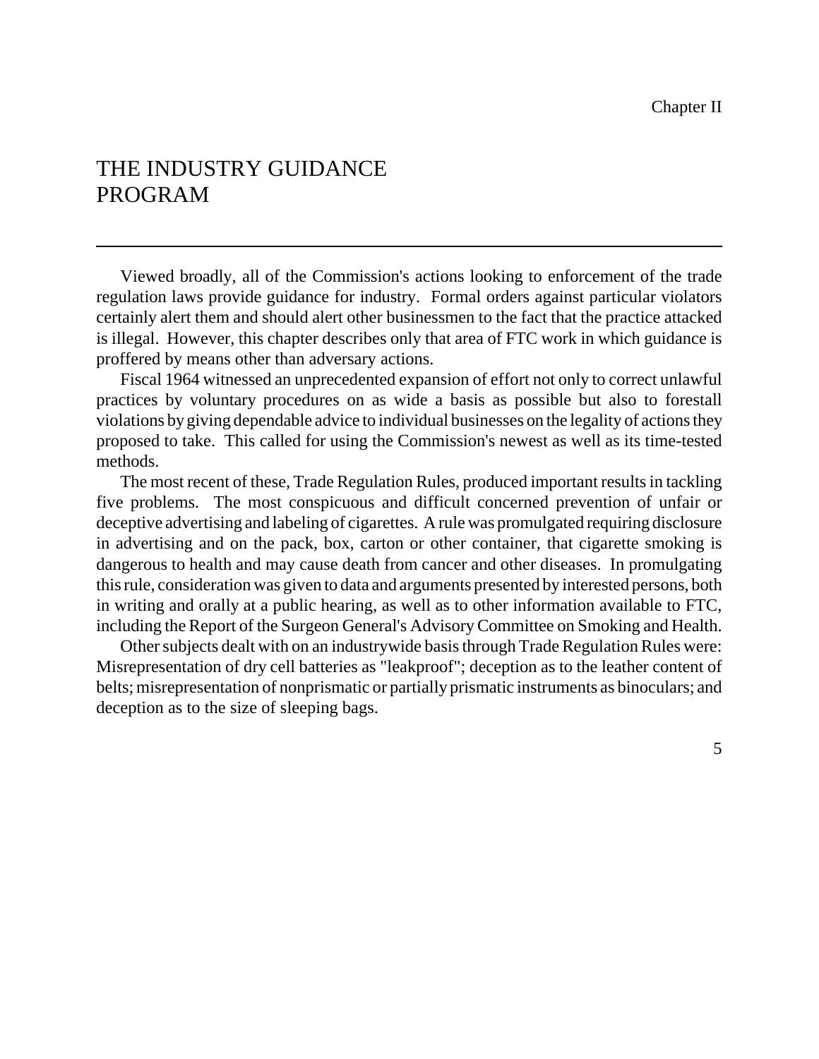Chapter II

# THE INDUSTRY GUIDANCE PROGRAM

Viewed broadly, all of the Commission's actions looking to enforcement of the trade regulation laws provide guidance for industry. Formal orders against particular violators certainly alert them and should alert other businessmen to the fact that the practice attacked is illegal. However, this chapter describes only that area of FTC work in which guidance is proffered by means other than adversary actions.

Fiscal 1964 witnessed an unprecedented expansion of effort not only to correct unlawful practices by voluntary procedures on as wide a basis as possible but also to forestall violations by giving dependable advice to individual businesses on the legality of actions they proposed to take. This called for using the Commission's newest as well as its time-tested methods.

The most recent of these, Trade Regulation Rules, produced important results in tackling five problems. The most conspicuous and difficult concerned prevention of unfair or deceptive advertising and labeling of cigarettes. A rule was promulgated requiring disclosure in advertising and on the pack, box, carton or other container, that cigarette smoking is dangerous to health and may cause death from cancer and other diseases. In promulgating this rule, consideration was given to data and arguments presented by interested persons, both in writing and orally at a public hearing, as well as to other information available to FTC, including the Report of the Surgeon General's Advisory Committee on Smoking and Health.

Other subjects dealt with on an industrywide basis through Trade Regulation Rules were: Misrepresentation of dry cell batteries as "leakproof"; deception as to the leather content of belts; misrepresentation of nonprismatic or partially prismatic instruments as binoculars; and deception as to the size of sleeping bags.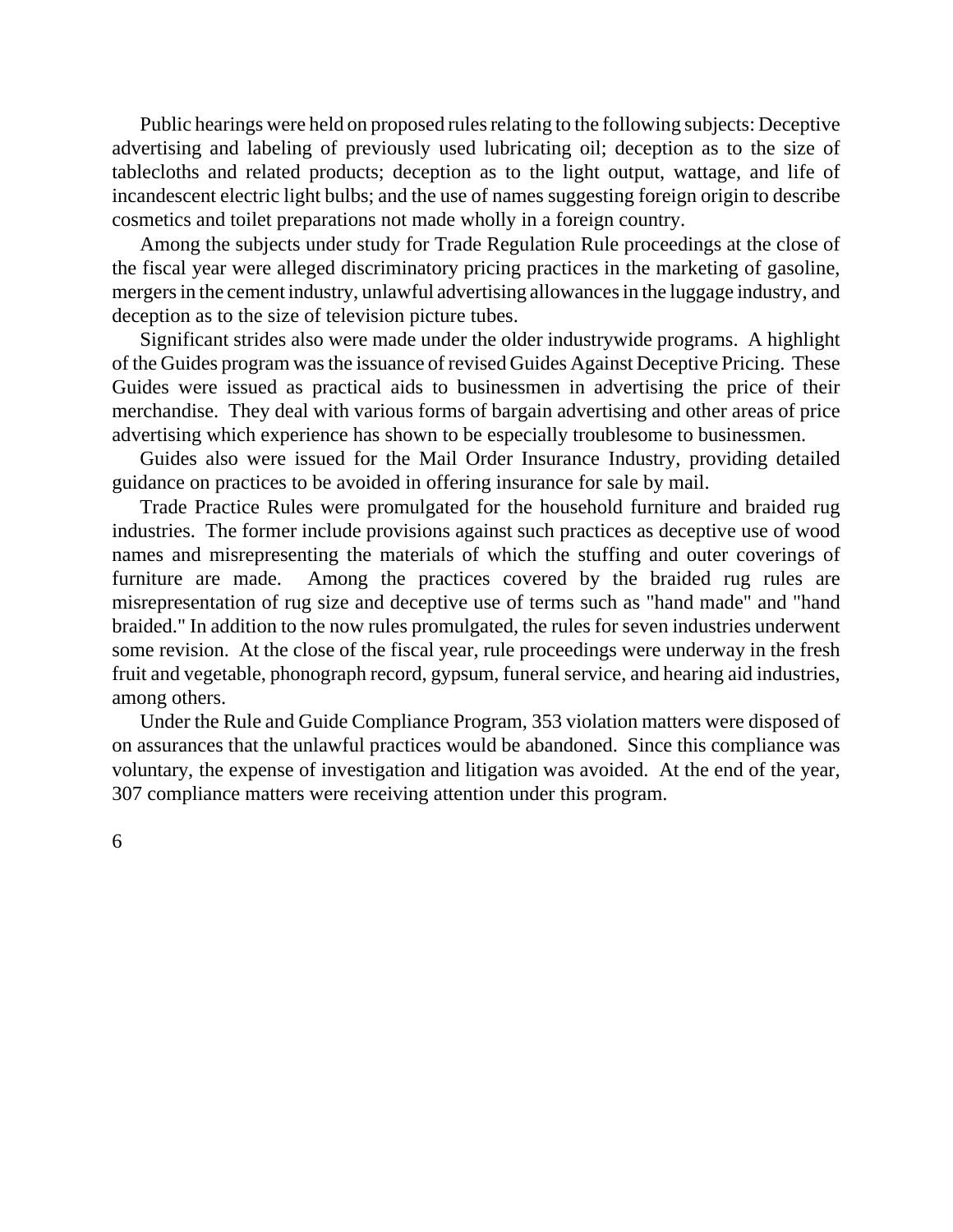Public hearings were held on proposed rules relating to the following subjects: Deceptive advertising and labeling of previously used lubricating oil; deception as to the size of tablecloths and related products; deception as to the light output, wattage, and life of incandescent electric light bulbs; and the use of names suggesting foreign origin to describe cosmetics and toilet preparations not made wholly in a foreign country.

Among the subjects under study for Trade Regulation Rule proceedings at the close of the fiscal year were alleged discriminatory pricing practices in the marketing of gasoline, mergers in the cement industry, unlawful advertising allowances in the luggage industry, and deception as to the size of television picture tubes.

Significant strides also were made under the older industrywide programs. A highlight of the Guides program was the issuance of revised Guides Against Deceptive Pricing. These Guides were issued as practical aids to businessmen in advertising the price of their merchandise. They deal with various forms of bargain advertising and other areas of price advertising which experience has shown to be especially troublesome to businessmen.

Guides also were issued for the Mail Order Insurance Industry, providing detailed guidance on practices to be avoided in offering insurance for sale by mail.

Trade Practice Rules were promulgated for the household furniture and braided rug industries. The former include provisions against such practices as deceptive use of wood names and misrepresenting the materials of which the stuffing and outer coverings of furniture are made. Among the practices covered by the braided rug rules are misrepresentation of rug size and deceptive use of terms such as "hand made" and "hand braided." In addition to the now rules promulgated, the rules for seven industries underwent some revision. At the close of the fiscal year, rule proceedings were underway in the fresh fruit and vegetable, phonograph record, gypsum, funeral service, and hearing aid industries, among others.

Under the Rule and Guide Compliance Program, 353 violation matters were disposed of on assurances that the unlawful practices would be abandoned. Since this compliance was voluntary, the expense of investigation and litigation was avoided. At the end of the year, 307 compliance matters were receiving attention under this program.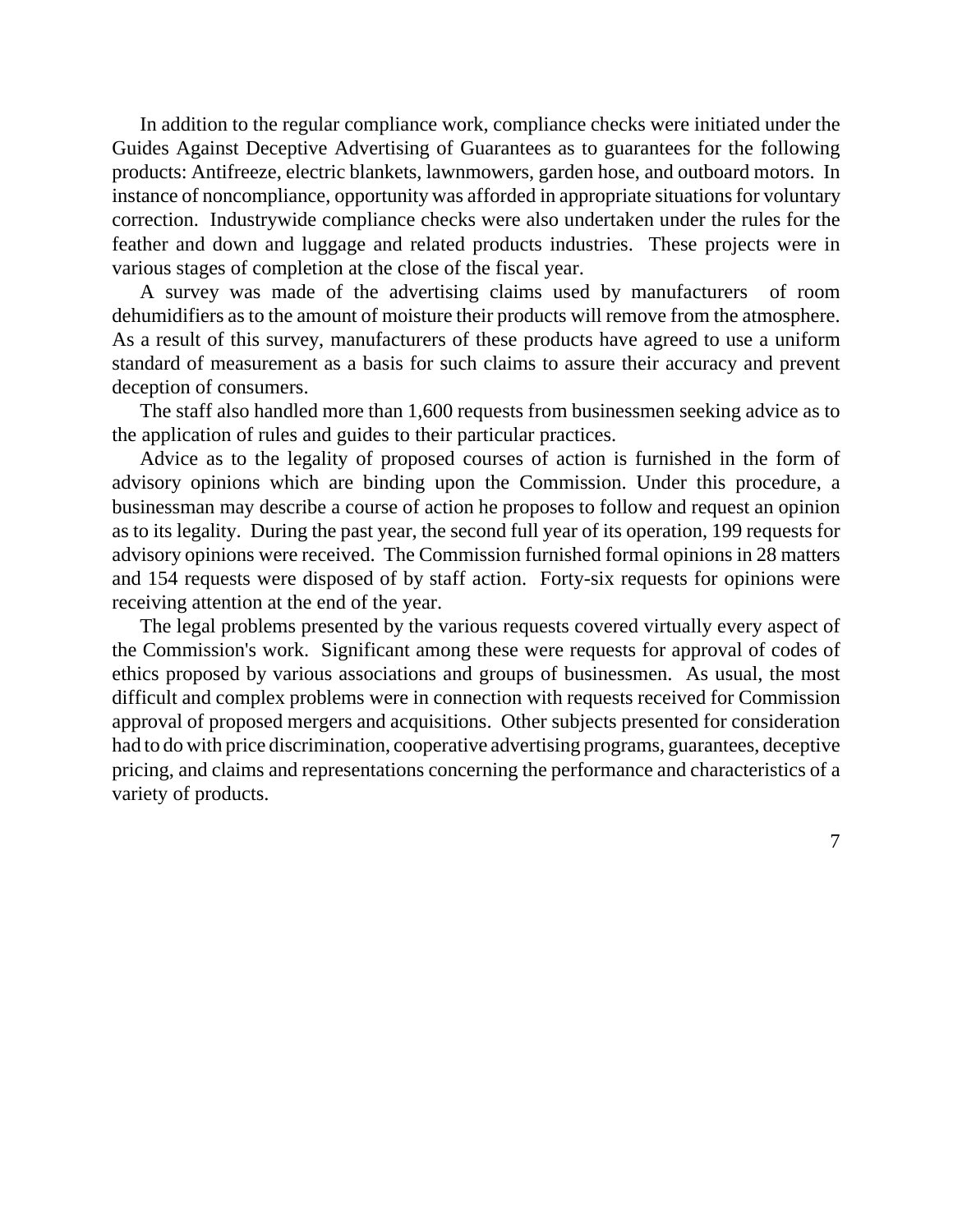In addition to the regular compliance work, compliance checks were initiated under the Guides Against Deceptive Advertising of Guarantees as to guarantees for the following products: Antifreeze, electric blankets, lawnmowers, garden hose, and outboard motors. In instance of noncompliance, opportunity was afforded in appropriate situations for voluntary correction. Industrywide compliance checks were also undertaken under the rules for the feather and down and luggage and related products industries. These projects were in various stages of completion at the close of the fiscal year.

A survey was made of the advertising claims used by manufacturers of room dehumidifiers as to the amount of moisture their products will remove from the atmosphere. As a result of this survey, manufacturers of these products have agreed to use a uniform standard of measurement as a basis for such claims to assure their accuracy and prevent deception of consumers.

The staff also handled more than 1,600 requests from businessmen seeking advice as to the application of rules and guides to their particular practices.

Advice as to the legality of proposed courses of action is furnished in the form of advisory opinions which are binding upon the Commission. Under this procedure, a businessman may describe a course of action he proposes to follow and request an opinion as to its legality. During the past year, the second full year of its operation, 199 requests for advisory opinions were received. The Commission furnished formal opinions in 28 matters and 154 requests were disposed of by staff action. Forty-six requests for opinions were receiving attention at the end of the year.

The legal problems presented by the various requests covered virtually every aspect of the Commission's work. Significant among these were requests for approval of codes of ethics proposed by various associations and groups of businessmen. As usual, the most difficult and complex problems were in connection with requests received for Commission approval of proposed mergers and acquisitions. Other subjects presented for consideration had to do with price discrimination, cooperative advertising programs, guarantees, deceptive pricing, and claims and representations concerning the performance and characteristics of a variety of products.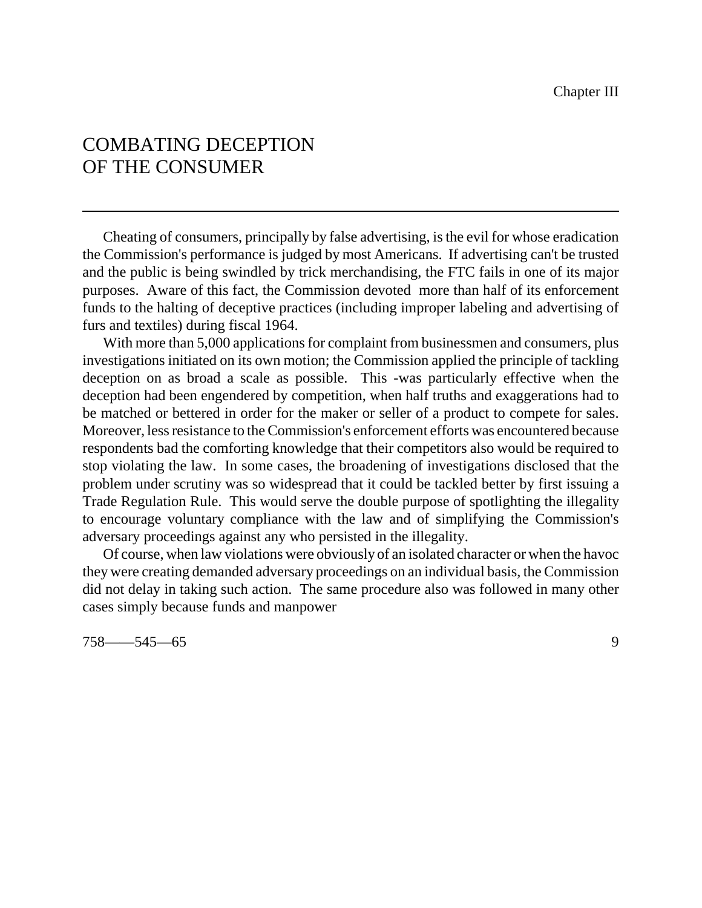Chapter III

# COMBATING DECEPTION OF THE CONSUMER

Cheating of consumers, principally by false advertising, is the evil for whose eradication the Commission's performance is judged by most Americans. If advertising can't be trusted and the public is being swindled by trick merchandising, the FTC fails in one of its major purposes. Aware of this fact, the Commission devoted more than half of its enforcement funds to the halting of deceptive practices (including improper labeling and advertising of furs and textiles) during fiscal 1964.

With more than 5,000 applications for complaint from businessmen and consumers, plus investigations initiated on its own motion; the Commission applied the principle of tackling deception on as broad a scale as possible. This -was particularly effective when the deception had been engendered by competition, when half truths and exaggerations had to be matched or bettered in order for the maker or seller of a product to compete for sales. Moreover, less resistance to the Commission's enforcement efforts was encountered because respondents bad the comforting knowledge that their competitors also would be required to stop violating the law. In some cases, the broadening of investigations disclosed that the problem under scrutiny was so widespread that it could be tackled better by first issuing a Trade Regulation Rule. This would serve the double purpose of spotlighting the illegality to encourage voluntary compliance with the law and of simplifying the Commission's adversary proceedings against any who persisted in the illegality.

Of course, when law violations were obviously of an isolated character or when the havoc they were creating demanded adversary proceedings on an individual basis, the Commission did not delay in taking such action. The same procedure also was followed in many other cases simply because funds and manpower

758——545—65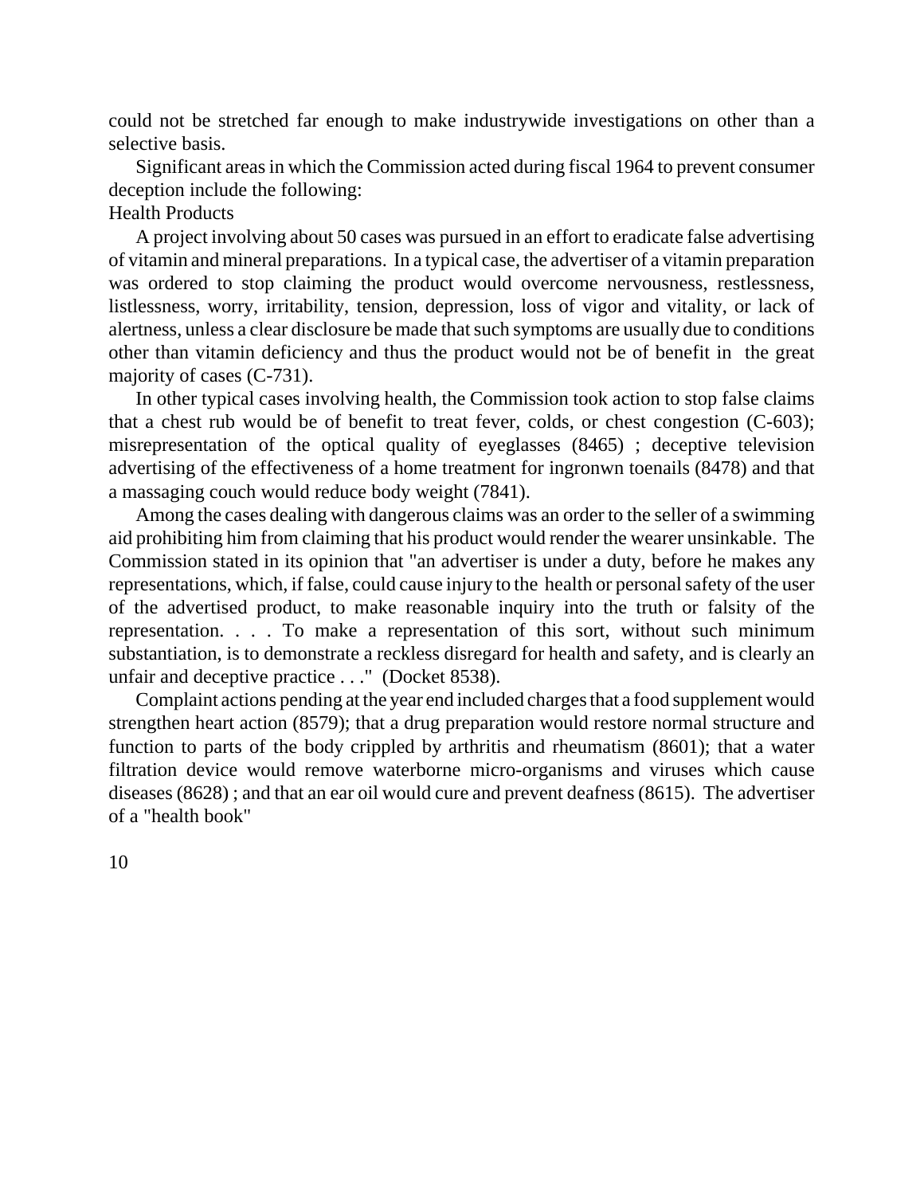could not be stretched far enough to make industrywide investigations on other than a selective basis.

Significant areas in which the Commission acted during fiscal 1964 to prevent consumer deception include the following:

## Health Products

A project involving about 50 cases was pursued in an effort to eradicate false advertising of vitamin and mineral preparations. In a typical case, the advertiser of a vitamin preparation was ordered to stop claiming the product would overcome nervousness, restlessness, listlessness, worry, irritability, tension, depression, loss of vigor and vitality, or lack of alertness, unless a clear disclosure be made that such symptoms are usually due to conditions other than vitamin deficiency and thus the product would not be of benefit in the great majority of cases (C-731).

In other typical cases involving health, the Commission took action to stop false claims that a chest rub would be of benefit to treat fever, colds, or chest congestion (C-603); misrepresentation of the optical quality of eyeglasses (8465) ; deceptive television advertising of the effectiveness of a home treatment for ingronwn toenails (8478) and that a massaging couch would reduce body weight (7841).

Among the cases dealing with dangerous claims was an order to the seller of a swimming aid prohibiting him from claiming that his product would render the wearer unsinkable. The Commission stated in its opinion that "an advertiser is under a duty, before he makes any representations, which, if false, could cause injury to the health or personal safety of the user of the advertised product, to make reasonable inquiry into the truth or falsity of the representation. . . . To make a representation of this sort, without such minimum substantiation, is to demonstrate a reckless disregard for health and safety, and is clearly an unfair and deceptive practice . . ." (Docket 8538).

Complaint actions pending at the year end included charges that a food supplement would strengthen heart action (8579); that a drug preparation would restore normal structure and function to parts of the body crippled by arthritis and rheumatism (8601); that a water filtration device would remove waterborne micro-organisms and viruses which cause diseases (8628) ; and that an ear oil would cure and prevent deafness (8615). The advertiser of a "health book"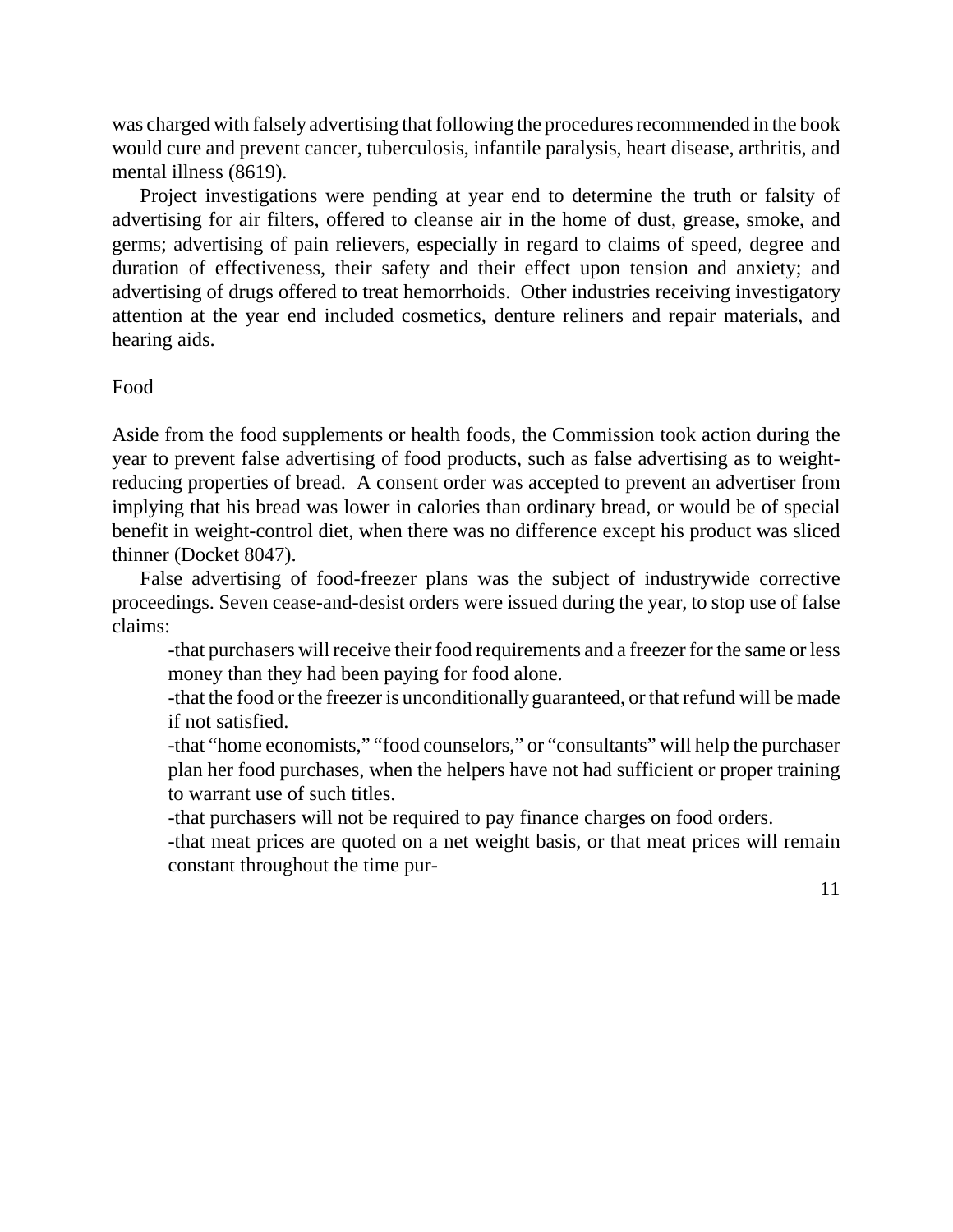was charged with falsely advertising that following the procedures recommended in the book would cure and prevent cancer, tuberculosis, infantile paralysis, heart disease, arthritis, and mental illness (8619).

Project investigations were pending at year end to determine the truth or falsity of advertising for air filters, offered to cleanse air in the home of dust, grease, smoke, and germs; advertising of pain relievers, especially in regard to claims of speed, degree and duration of effectiveness, their safety and their effect upon tension and anxiety; and advertising of drugs offered to treat hemorrhoids. Other industries receiving investigatory attention at the year end included cosmetics, denture reliners and repair materials, and hearing aids.

## Food

Aside from the food supplements or health foods, the Commission took action during the year to prevent false advertising of food products, such as false advertising as to weight-reducing properties of bread. A consent order was accepted to prevent an advertiser from implying that his bread was lower in calories than ordinary bread, or would be of special benefit in weight-control diet, when there was no difference except his product was sliced thinner (Docket 8047).

False advertising of food-freezer plans was the subject of industrywide corrective proceedings. Seven cease-and-desist orders were issued during the year, to stop use of false claims:

- that purchasers will receive their food requirements and a freezer for the same or less money than they had been paying for food alone.
- that the food or the freezer is unconditionally guaranteed, or that refund will be made if not satisfied.
- that "home economists," "food counselors," or "consultants" will help the purchaser plan her food purchases, when the helpers have not had sufficient or proper training to warrant use of such titles.
- that purchasers will not be required to pay finance charges on food orders.
- that meat prices are quoted on a net weight basis, or that meat prices will remain constant throughout the time pur-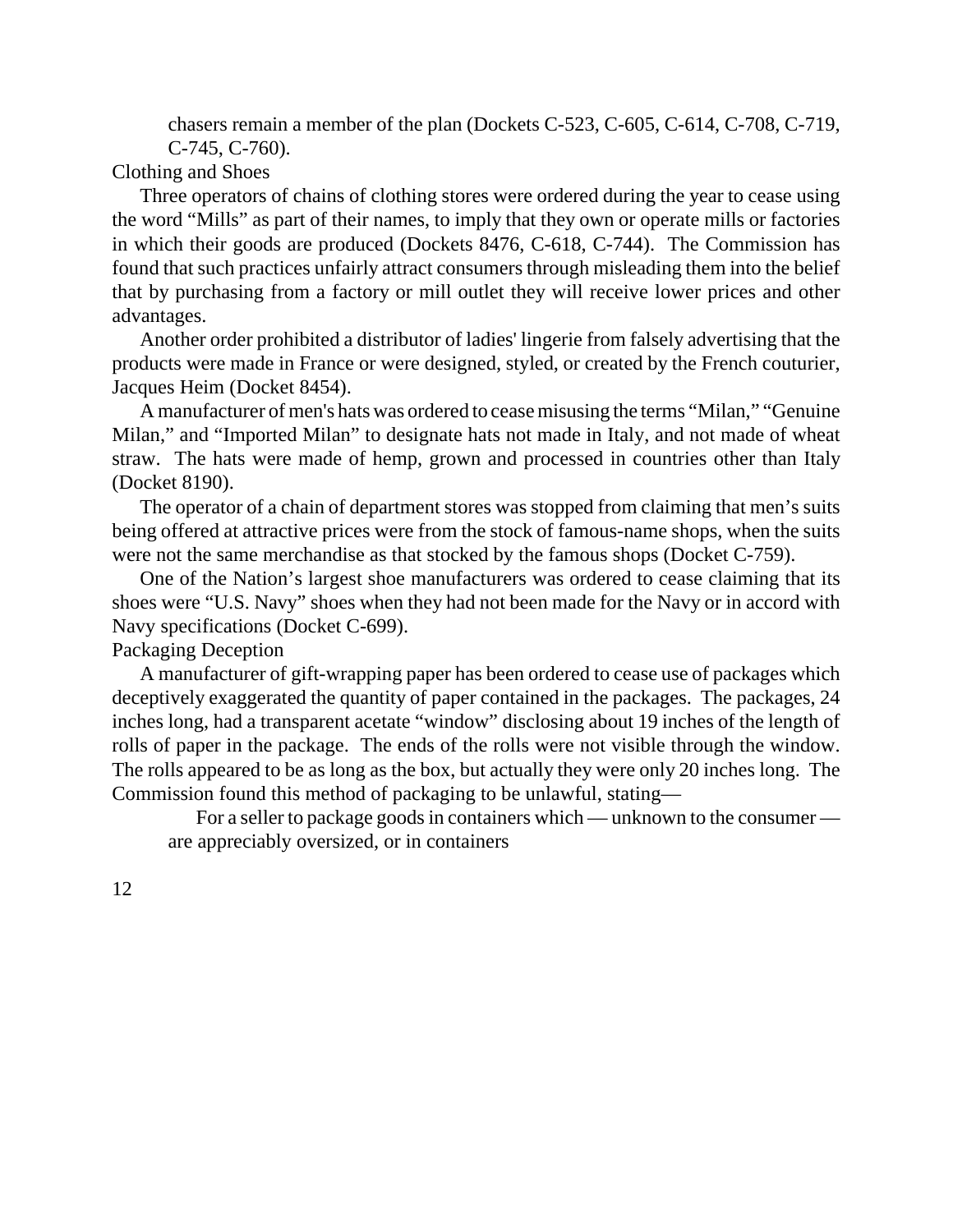chasers remain a member of the plan (Dockets C-523, C-605, C-614, C-708, C-719, C-745, C-760).

### Clothing and Shoes

Three operators of chains of clothing stores were ordered during the year to cease using the word "Mills" as part of their names, to imply that they own or operate mills or factories in which their goods are produced (Dockets 8476, C-618, C-744). The Commission has found that such practices unfairly attract consumers through misleading them into the belief that by purchasing from a factory or mill outlet they will receive lower prices and other advantages.

Another order prohibited a distributor of ladies' lingerie from falsely advertising that the products were made in France or were designed, styled, or created by the French couturier, Jacques Heim (Docket 8454).

A manufacturer of men's hats was ordered to cease misusing the terms "Milan," "Genuine Milan," and "Imported Milan" to designate hats not made in Italy, and not made of wheat straw. The hats were made of hemp, grown and processed in countries other than Italy (Docket 8190).

The operator of a chain of department stores was stopped from claiming that men's suits being offered at attractive prices were from the stock of famous-name shops, when the suits were not the same merchandise as that stocked by the famous shops (Docket C-759).

One of the Nation's largest shoe manufacturers was ordered to cease claiming that its shoes were "U.S. Navy" shoes when they had not been made for the Navy or in accord with Navy specifications (Docket C-699).

### Packaging Deception

A manufacturer of gift-wrapping paper has been ordered to cease use of packages which deceptively exaggerated the quantity of paper contained in the packages. The packages, 24 inches long, had a transparent acetate "window" disclosing about 19 inches of the length of rolls of paper in the package. The ends of the rolls were not visible through the window. The rolls appeared to be as long as the box, but actually they were only 20 inches long. The Commission found this method of packaging to be unlawful, stating—

> For a seller to package goods in containers which — unknown to the consumer — are appreciably oversized, or in containers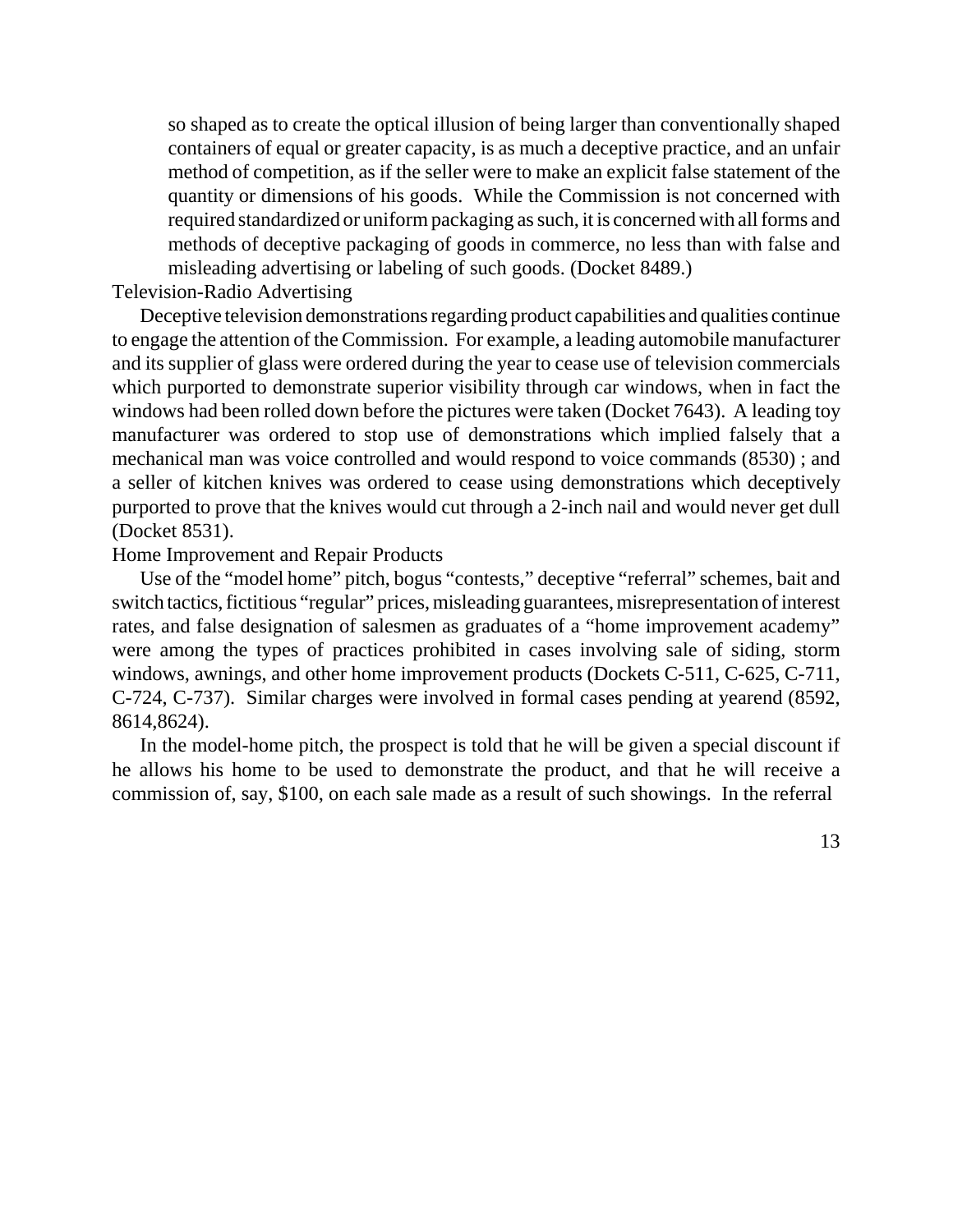so shaped as to create the optical illusion of being larger than conventionally shaped containers of equal or greater capacity, is as much a deceptive practice, and an unfair method of competition, as if the seller were to make an explicit false statement of the quantity or dimensions of his goods. While the Commission is not concerned with required standardized or uniform packaging as such, it is concerned with all forms and methods of deceptive packaging of goods in commerce, no less than with false and misleading advertising or labeling of such goods. (Docket 8489.)

### Television-Radio Advertising

Deceptive television demonstrations regarding product capabilities and qualities continue to engage the attention of the Commission. For example, a leading automobile manufacturer and its supplier of glass were ordered during the year to cease use of television commercials which purported to demonstrate superior visibility through car windows, when in fact the windows had been rolled down before the pictures were taken (Docket 7643). A leading toy manufacturer was ordered to stop use of demonstrations which implied falsely that a mechanical man was voice controlled and would respond to voice commands (8530) ; and a seller of kitchen knives was ordered to cease using demonstrations which deceptively purported to prove that the knives would cut through a 2-inch nail and would never get dull (Docket 8531).

### Home Improvement and Repair Products

Use of the "model home" pitch, bogus "contests," deceptive "referral" schemes, bait and switch tactics, fictitious "regular" prices, misleading guarantees, misrepresentation of interest rates, and false designation of salesmen as graduates of a "home improvement academy" were among the types of practices prohibited in cases involving sale of siding, storm windows, awnings, and other home improvement products (Dockets C-511, C-625, C-711, C-724, C-737). Similar charges were involved in formal cases pending at yearend (8592, 8614,8624).

In the model-home pitch, the prospect is told that he will be given a special discount if he allows his home to be used to demonstrate the product, and that he will receive a commission of, say, $100, on each sale made as a result of such showings. In the referral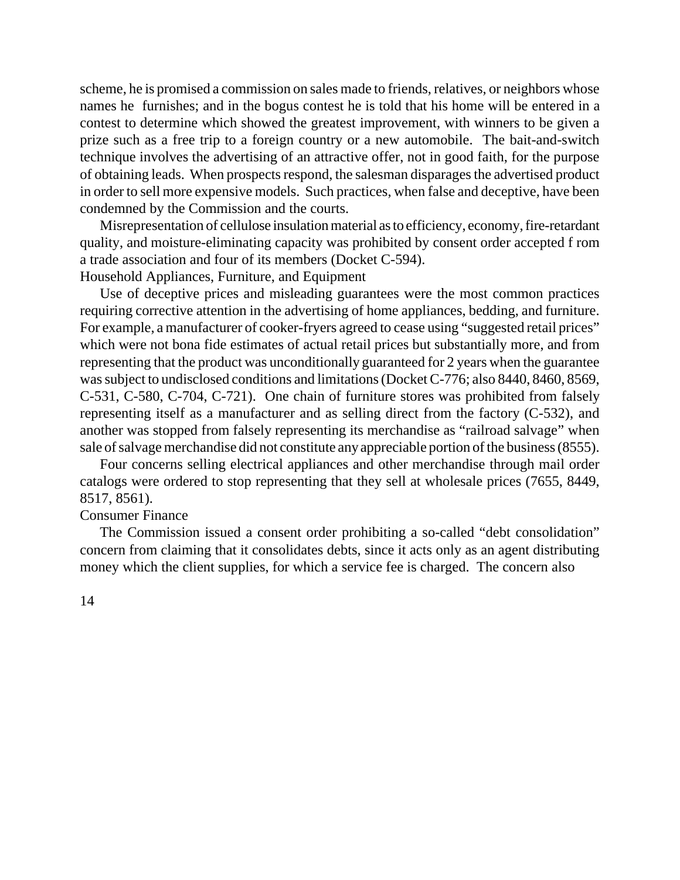scheme, he is promised a commission on sales made to friends, relatives, or neighbors whose names he furnishes; and in the bogus contest he is told that his home will be entered in a contest to determine which showed the greatest improvement, with winners to be given a prize such as a free trip to a foreign country or a new automobile. The bait-and-switch technique involves the advertising of an attractive offer, not in good faith, for the purpose of obtaining leads. When prospects respond, the salesman disparages the advertised product in order to sell more expensive models. Such practices, when false and deceptive, have been condemned by the Commission and the courts.

Misrepresentation of cellulose insulation material as to efficiency, economy, fire-retardant quality, and moisture-eliminating capacity was prohibited by consent order accepted f rom a trade association and four of its members (Docket C-594).

## Household Appliances, Furniture, and Equipment

Use of deceptive prices and misleading guarantees were the most common practices requiring corrective attention in the advertising of home appliances, bedding, and furniture. For example, a manufacturer of cooker-fryers agreed to cease using "suggested retail prices" which were not bona fide estimates of actual retail prices but substantially more, and from representing that the product was unconditionally guaranteed for 2 years when the guarantee was subject to undisclosed conditions and limitations (Docket C-776; also 8440, 8460, 8569, C-531, C-580, C-704, C-721). One chain of furniture stores was prohibited from falsely representing itself as a manufacturer and as selling direct from the factory (C-532), and another was stopped from falsely representing its merchandise as "railroad salvage" when sale of salvage merchandise did not constitute any appreciable portion of the business (8555).

Four concerns selling electrical appliances and other merchandise through mail order catalogs were ordered to stop representing that they sell at wholesale prices (7655, 8449, 8517, 8561).

## Consumer Finance

The Commission issued a consent order prohibiting a so-called "debt consolidation" concern from claiming that it consolidates debts, since it acts only as an agent distributing money which the client supplies, for which a service fee is charged. The concern also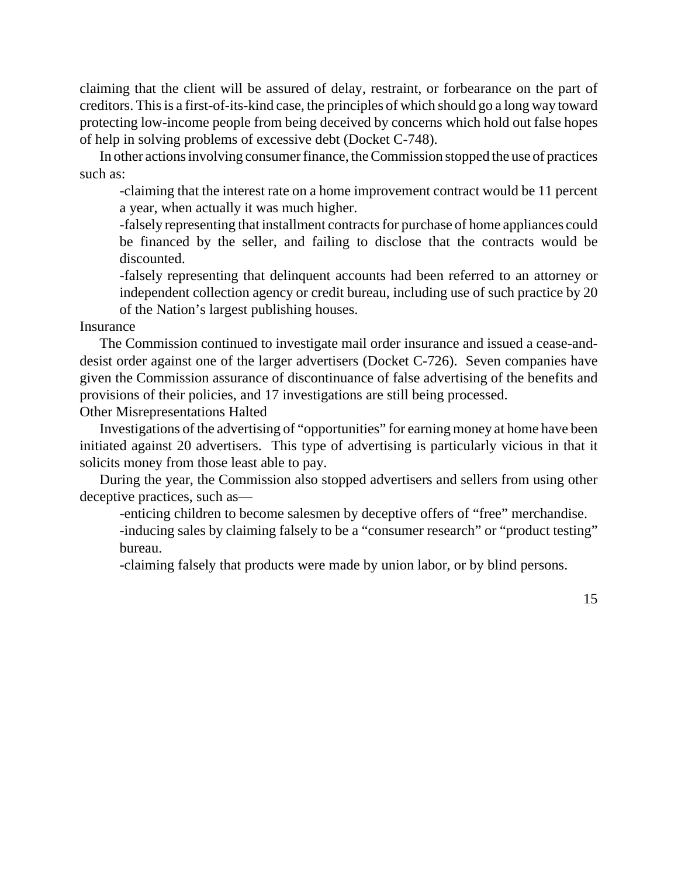claiming that the client will be assured of delay, restraint, or forbearance on the part of creditors. This is a first-of-its-kind case, the principles of which should go a long way toward protecting low-income people from being deceived by concerns which hold out false hopes of help in solving problems of excessive debt (Docket C-748).

In other actions involving consumer finance, the Commission stopped the use of practices such as:

- claiming that the interest rate on a home improvement contract would be 11 percent a year, when actually it was much higher.
- falsely representing that installment contracts for purchase of home appliances could be financed by the seller, and failing to disclose that the contracts would be discounted.
- falsely representing that delinquent accounts had been referred to an attorney or independent collection agency or credit bureau, including use of such practice by 20 of the Nation's largest publishing houses.

### Insurance

The Commission continued to investigate mail order insurance and issued a cease-and-desist order against one of the larger advertisers (Docket C-726). Seven companies have given the Commission assurance of discontinuance of false advertising of the benefits and provisions of their policies, and 17 investigations are still being processed.

### Other Misrepresentations Halted

Investigations of the advertising of "opportunities" for earning money at home have been initiated against 20 advertisers. This type of advertising is particularly vicious in that it solicits money from those least able to pay.

During the year, the Commission also stopped advertisers and sellers from using other deceptive practices, such as—

- enticing children to become salesmen by deceptive offers of "free" merchandise.
- inducing sales by claiming falsely to be a "consumer research" or "product testing" bureau.
- claiming falsely that products were made by union labor, or by blind persons.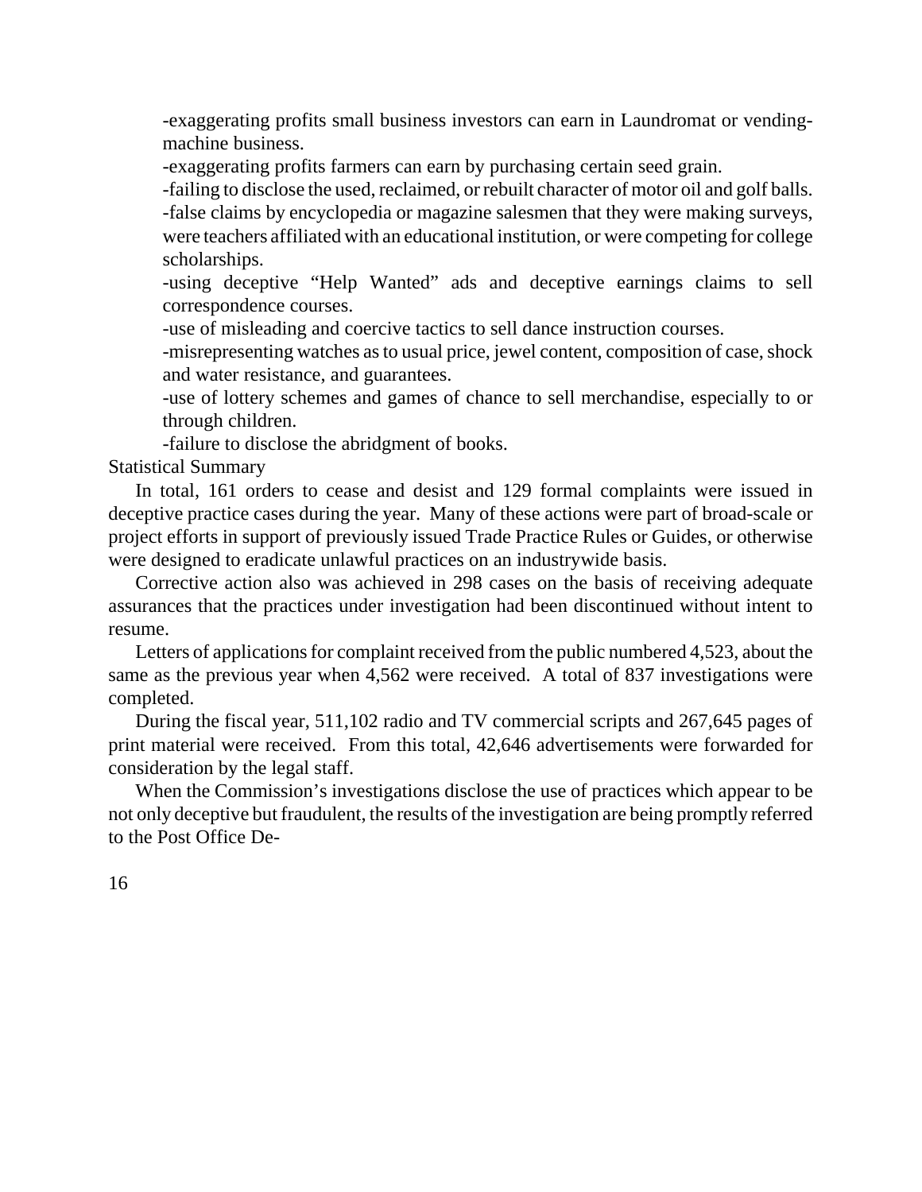-exaggerating profits small business investors can earn in Laundromat or vending-machine business.

-exaggerating profits farmers can earn by purchasing certain seed grain.

-failing to disclose the used, reclaimed, or rebuilt character of motor oil and golf balls.

-false claims by encyclopedia or magazine salesmen that they were making surveys, were teachers affiliated with an educational institution, or were competing for college scholarships.

-using deceptive "Help Wanted" ads and deceptive earnings claims to sell correspondence courses.

-use of misleading and coercive tactics to sell dance instruction courses.

-misrepresenting watches as to usual price, jewel content, composition of case, shock and water resistance, and guarantees.

-use of lottery schemes and games of chance to sell merchandise, especially to or through children.

-failure to disclose the abridgment of books.

Statistical Summary

In total, 161 orders to cease and desist and 129 formal complaints were issued in deceptive practice cases during the year. Many of these actions were part of broad-scale or project efforts in support of previously issued Trade Practice Rules or Guides, or otherwise were designed to eradicate unlawful practices on an industrywide basis.

Corrective action also was achieved in 298 cases on the basis of receiving adequate assurances that the practices under investigation had been discontinued without intent to resume.

Letters of applications for complaint received from the public numbered 4,523, about the same as the previous year when 4,562 were received. A total of 837 investigations were completed.

During the fiscal year, 511,102 radio and TV commercial scripts and 267,645 pages of print material were received. From this total, 42,646 advertisements were forwarded for consideration by the legal staff.

When the Commission's investigations disclose the use of practices which appear to be not only deceptive but fraudulent, the results of the investigation are being promptly referred to the Post Office De-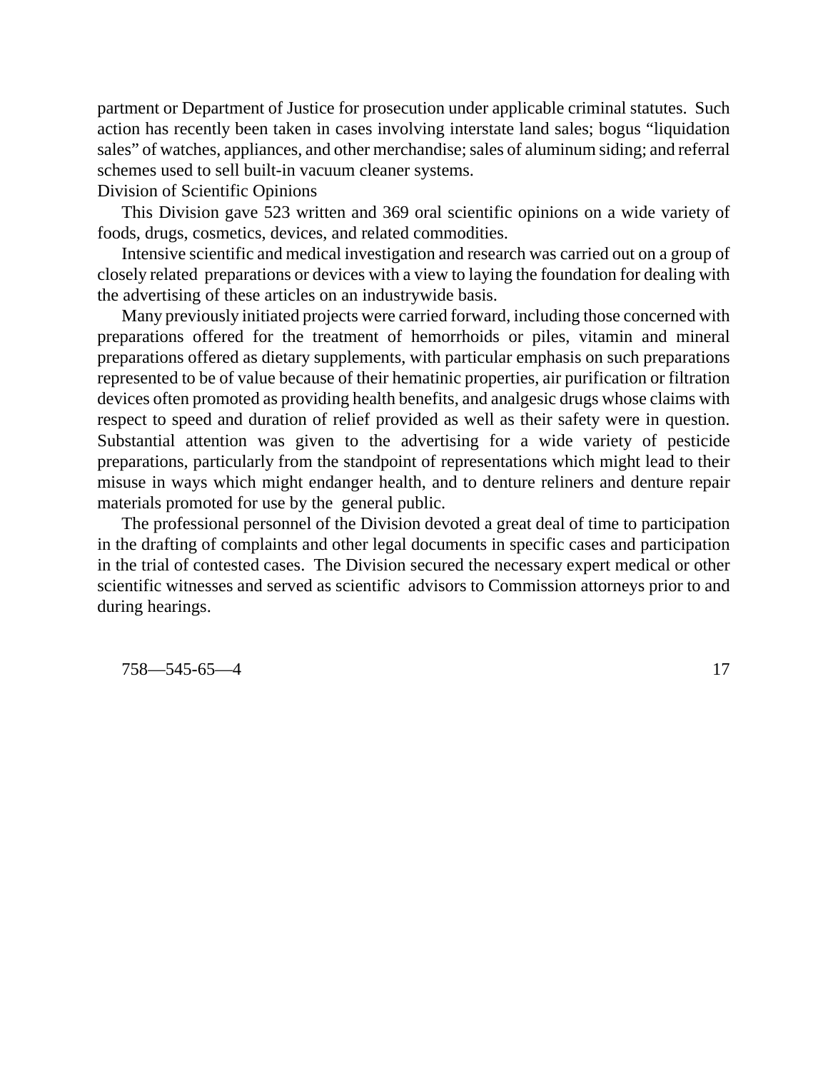partment or Department of Justice for prosecution under applicable criminal statutes. Such action has recently been taken in cases involving interstate land sales; bogus "liquidation sales" of watches, appliances, and other merchandise; sales of aluminum siding; and referral schemes used to sell built-in vacuum cleaner systems.

## Division of Scientific Opinions

This Division gave 523 written and 369 oral scientific opinions on a wide variety of foods, drugs, cosmetics, devices, and related commodities.

Intensive scientific and medical investigation and research was carried out on a group of closely related preparations or devices with a view to laying the foundation for dealing with the advertising of these articles on an industrywide basis.

Many previously initiated projects were carried forward, including those concerned with preparations offered for the treatment of hemorrhoids or piles, vitamin and mineral preparations offered as dietary supplements, with particular emphasis on such preparations represented to be of value because of their hematinic properties, air purification or filtration devices often promoted as providing health benefits, and analgesic drugs whose claims with respect to speed and duration of relief provided as well as their safety were in question. Substantial attention was given to the advertising for a wide variety of pesticide preparations, particularly from the standpoint of representations which might lead to their misuse in ways which might endanger health, and to denture reliners and denture repair materials promoted for use by the general public.

The professional personnel of the Division devoted a great deal of time to participation in the drafting of complaints and other legal documents in specific cases and participation in the trial of contested cases. The Division secured the necessary expert medical or other scientific witnesses and served as scientific advisors to Commission attorneys prior to and during hearings.

758—545-65—4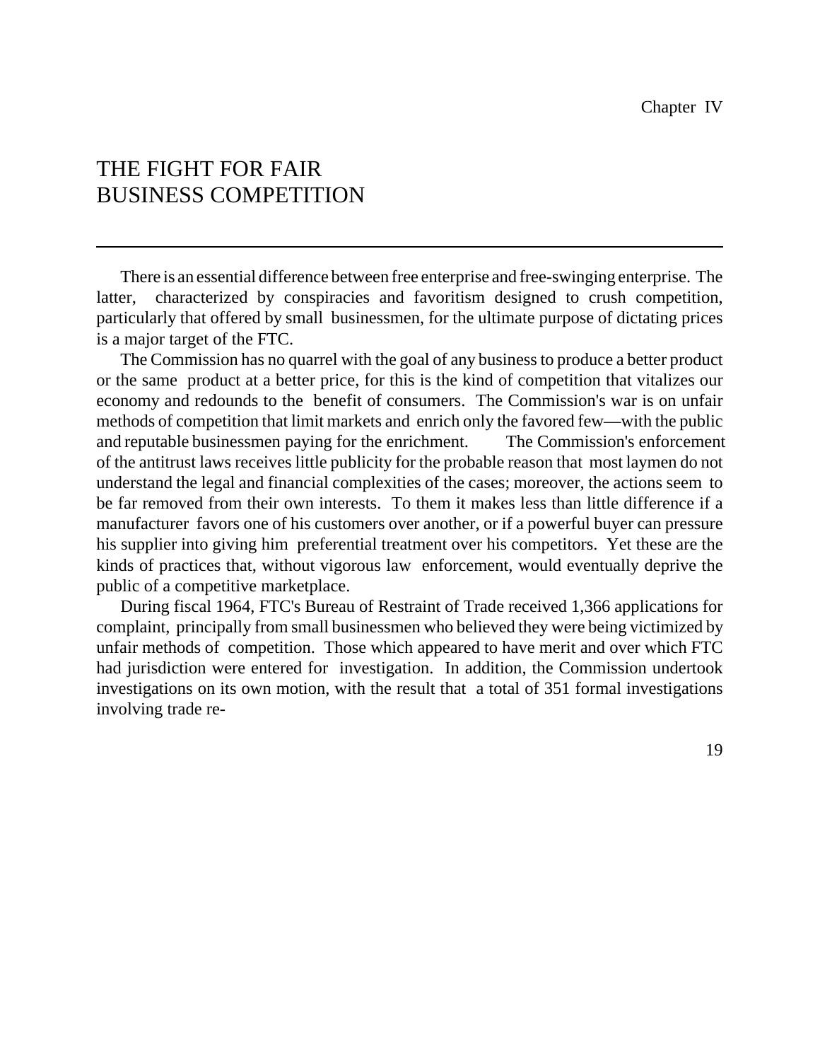Chapter IV

# THE FIGHT FOR FAIR BUSINESS COMPETITION

---

There is an essential difference between free enterprise and free-swinging enterprise. The latter, characterized by conspiracies and favoritism designed to crush competition, particularly that offered by small businessmen, for the ultimate purpose of dictating prices is a major target of the FTC.

The Commission has no quarrel with the goal of any business to produce a better product or the same product at a better price, for this is the kind of competition that vitalizes our economy and redounds to the benefit of consumers. The Commission's war is on unfair methods of competition that limit markets and enrich only the favored few—with the public and reputable businessmen paying for the enrichment. The Commission's enforcement of the antitrust laws receives little publicity for the probable reason that most laymen do not understand the legal and financial complexities of the cases; moreover, the actions seem to be far removed from their own interests. To them it makes less than little difference if a manufacturer favors one of his customers over another, or if a powerful buyer can pressure his supplier into giving him preferential treatment over his competitors. Yet these are the kinds of practices that, without vigorous law enforcement, would eventually deprive the public of a competitive marketplace.

During fiscal 1964, FTC's Bureau of Restraint of Trade received 1,366 applications for complaint, principally from small businessmen who believed they were being victimized by unfair methods of competition. Those which appeared to have merit and over which FTC had jurisdiction were entered for investigation. In addition, the Commission undertook investigations on its own motion, with the result that a total of 351 formal investigations involving trade re-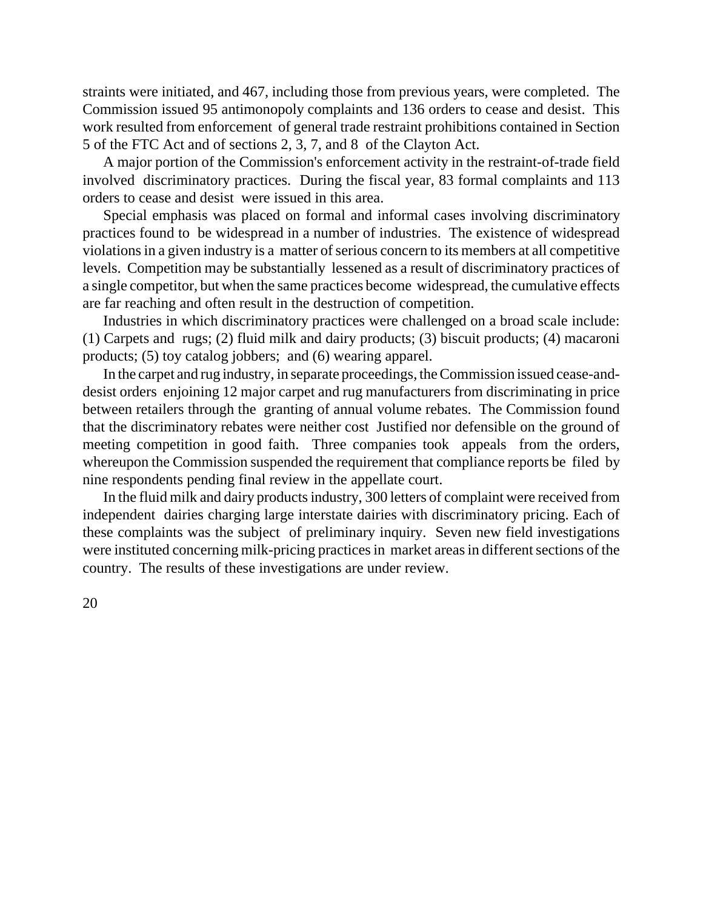straints were initiated, and 467, including those from previous years, were completed. The Commission issued 95 antimonopoly complaints and 136 orders to cease and desist. This work resulted from enforcement of general trade restraint prohibitions contained in Section 5 of the FTC Act and of sections 2, 3, 7, and 8 of the Clayton Act.

A major portion of the Commission's enforcement activity in the restraint-of-trade field involved discriminatory practices. During the fiscal year, 83 formal complaints and 113 orders to cease and desist were issued in this area.

Special emphasis was placed on formal and informal cases involving discriminatory practices found to be widespread in a number of industries. The existence of widespread violations in a given industry is a matter of serious concern to its members at all competitive levels. Competition may be substantially lessened as a result of discriminatory practices of a single competitor, but when the same practices become widespread, the cumulative effects are far reaching and often result in the destruction of competition.

Industries in which discriminatory practices were challenged on a broad scale include: (1) Carpets and rugs; (2) fluid milk and dairy products; (3) biscuit products; (4) macaroni products; (5) toy catalog jobbers; and (6) wearing apparel.

In the carpet and rug industry, in separate proceedings, the Commission issued cease-and-desist orders enjoining 12 major carpet and rug manufacturers from discriminating in price between retailers through the granting of annual volume rebates. The Commission found that the discriminatory rebates were neither cost Justified nor defensible on the ground of meeting competition in good faith. Three companies took appeals from the orders, whereupon the Commission suspended the requirement that compliance reports be filed by nine respondents pending final review in the appellate court.

In the fluid milk and dairy products industry, 300 letters of complaint were received from independent dairies charging large interstate dairies with discriminatory pricing. Each of these complaints was the subject of preliminary inquiry. Seven new field investigations were instituted concerning milk-pricing practices in market areas in different sections of the country. The results of these investigations are under review.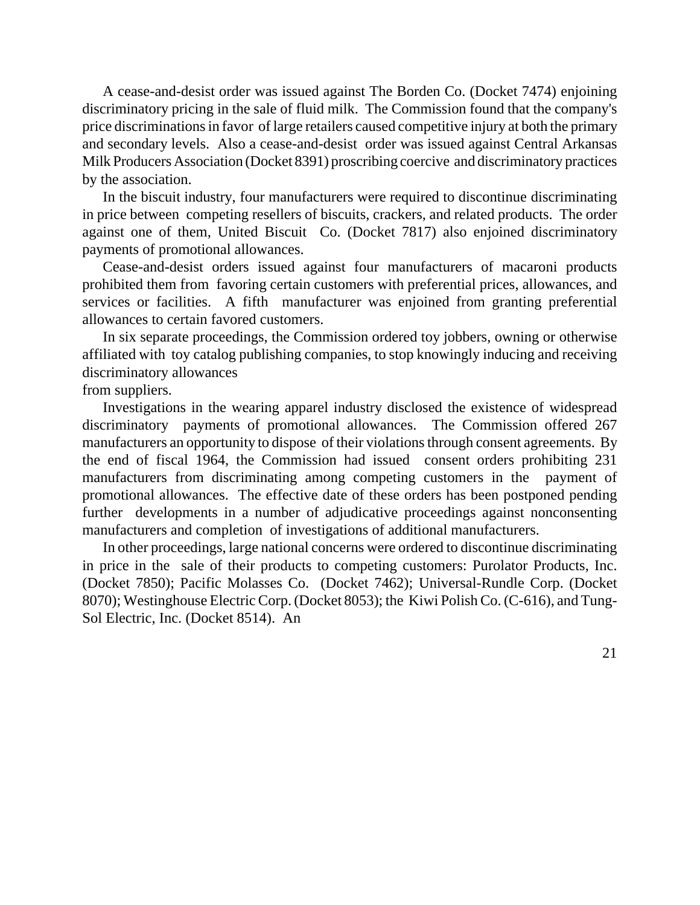A cease-and-desist order was issued against The Borden Co. (Docket 7474) enjoining discriminatory pricing in the sale of fluid milk. The Commission found that the company's price discriminations in favor of large retailers caused competitive injury at both the primary and secondary levels. Also a cease-and-desist order was issued against Central Arkansas Milk Producers Association (Docket 8391) proscribing coercive and discriminatory practices by the association.

In the biscuit industry, four manufacturers were required to discontinue discriminating in price between competing resellers of biscuits, crackers, and related products. The order against one of them, United Biscuit Co. (Docket 7817) also enjoined discriminatory payments of promotional allowances.

Cease-and-desist orders issued against four manufacturers of macaroni products prohibited them from favoring certain customers with preferential prices, allowances, and services or facilities. A fifth manufacturer was enjoined from granting preferential allowances to certain favored customers.

In six separate proceedings, the Commission ordered toy jobbers, owning or otherwise affiliated with toy catalog publishing companies, to stop knowingly inducing and receiving discriminatory allowances from suppliers.

Investigations in the wearing apparel industry disclosed the existence of widespread discriminatory payments of promotional allowances. The Commission offered 267 manufacturers an opportunity to dispose of their violations through consent agreements. By the end of fiscal 1964, the Commission had issued consent orders prohibiting 231 manufacturers from discriminating among competing customers in the payment of promotional allowances. The effective date of these orders has been postponed pending further developments in a number of adjudicative proceedings against nonconsenting manufacturers and completion of investigations of additional manufacturers.

In other proceedings, large national concerns were ordered to discontinue discriminating in price in the sale of their products to competing customers: Purolator Products, Inc. (Docket 7850); Pacific Molasses Co. (Docket 7462); Universal-Rundle Corp. (Docket 8070); Westinghouse Electric Corp. (Docket 8053); the Kiwi Polish Co. (C-616), and Tung-Sol Electric, Inc. (Docket 8514). An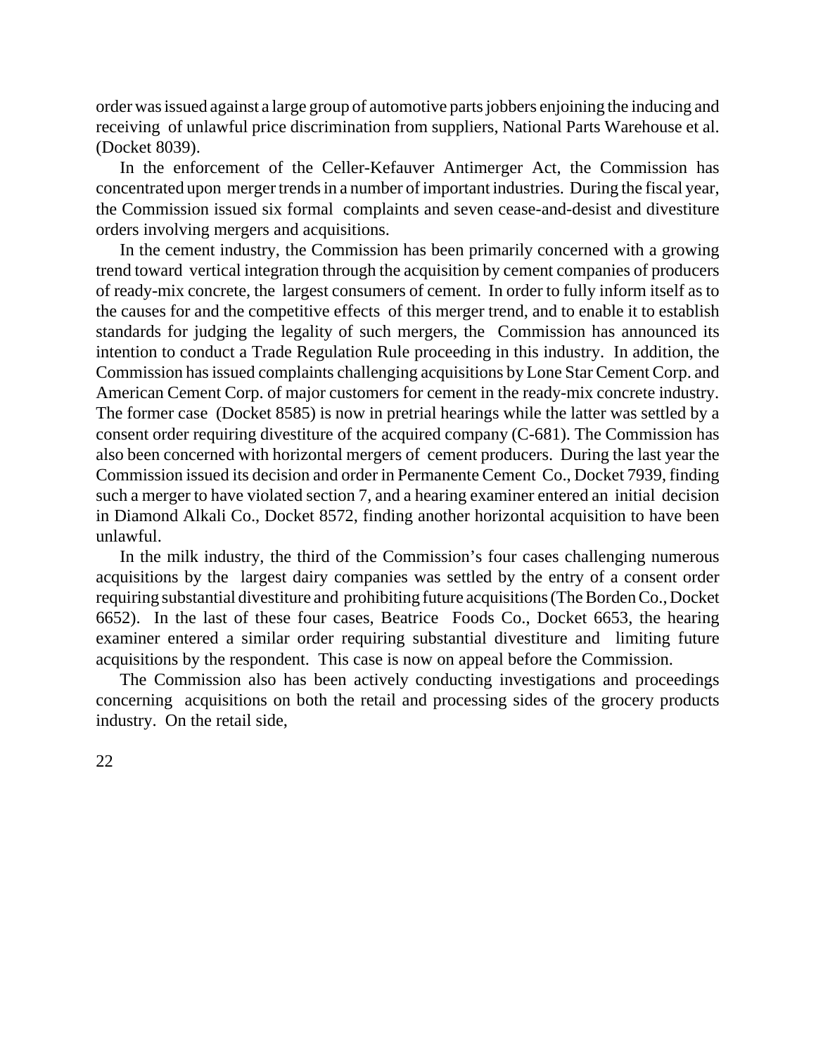order was issued against a large group of automotive parts jobbers enjoining the inducing and receiving of unlawful price discrimination from suppliers, National Parts Warehouse et al. (Docket 8039).

In the enforcement of the Celler-Kefauver Antimerger Act, the Commission has concentrated upon merger trends in a number of important industries. During the fiscal year, the Commission issued six formal complaints and seven cease-and-desist and divestiture orders involving mergers and acquisitions.

In the cement industry, the Commission has been primarily concerned with a growing trend toward vertical integration through the acquisition by cement companies of producers of ready-mix concrete, the largest consumers of cement. In order to fully inform itself as to the causes for and the competitive effects of this merger trend, and to enable it to establish standards for judging the legality of such mergers, the Commission has announced its intention to conduct a Trade Regulation Rule proceeding in this industry. In addition, the Commission has issued complaints challenging acquisitions by Lone Star Cement Corp. and American Cement Corp. of major customers for cement in the ready-mix concrete industry. The former case (Docket 8585) is now in pretrial hearings while the latter was settled by a consent order requiring divestiture of the acquired company (C-681). The Commission has also been concerned with horizontal mergers of cement producers. During the last year the Commission issued its decision and order in Permanente Cement Co., Docket 7939, finding such a merger to have violated section 7, and a hearing examiner entered an initial decision in Diamond Alkali Co., Docket 8572, finding another horizontal acquisition to have been unlawful.

In the milk industry, the third of the Commission's four cases challenging numerous acquisitions by the largest dairy companies was settled by the entry of a consent order requiring substantial divestiture and prohibiting future acquisitions (The Borden Co., Docket 6652). In the last of these four cases, Beatrice Foods Co., Docket 6653, the hearing examiner entered a similar order requiring substantial divestiture and limiting future acquisitions by the respondent. This case is now on appeal before the Commission.

The Commission also has been actively conducting investigations and proceedings concerning acquisitions on both the retail and processing sides of the grocery products industry. On the retail side,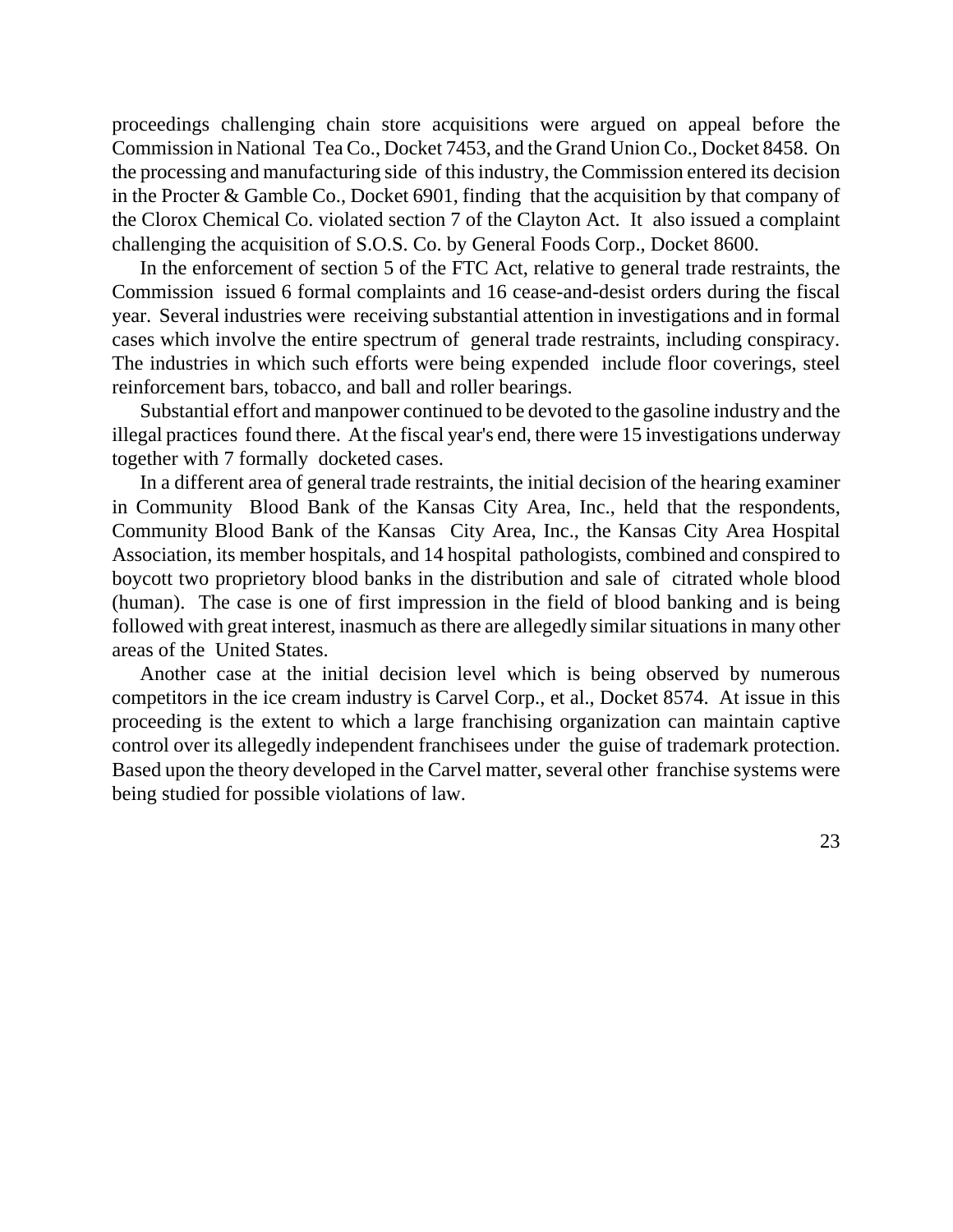proceedings challenging chain store acquisitions were argued on appeal before the Commission in National Tea Co., Docket 7453, and the Grand Union Co., Docket 8458. On the processing and manufacturing side of this industry, the Commission entered its decision in the Procter & Gamble Co., Docket 6901, finding that the acquisition by that company of the Clorox Chemical Co. violated section 7 of the Clayton Act. It also issued a complaint challenging the acquisition of S.O.S. Co. by General Foods Corp., Docket 8600.

In the enforcement of section 5 of the FTC Act, relative to general trade restraints, the Commission issued 6 formal complaints and 16 cease-and-desist orders during the fiscal year. Several industries were receiving substantial attention in investigations and in formal cases which involve the entire spectrum of general trade restraints, including conspiracy. The industries in which such efforts were being expended include floor coverings, steel reinforcement bars, tobacco, and ball and roller bearings.

Substantial effort and manpower continued to be devoted to the gasoline industry and the illegal practices found there. At the fiscal year's end, there were 15 investigations underway together with 7 formally docketed cases.

In a different area of general trade restraints, the initial decision of the hearing examiner in Community Blood Bank of the Kansas City Area, Inc., held that the respondents, Community Blood Bank of the Kansas City Area, Inc., the Kansas City Area Hospital Association, its member hospitals, and 14 hospital pathologists, combined and conspired to boycott two proprietory blood banks in the distribution and sale of citrated whole blood (human). The case is one of first impression in the field of blood banking and is being followed with great interest, inasmuch as there are allegedly similar situations in many other areas of the United States.

Another case at the initial decision level which is being observed by numerous competitors in the ice cream industry is Carvel Corp., et al., Docket 8574. At issue in this proceeding is the extent to which a large franchising organization can maintain captive control over its allegedly independent franchisees under the guise of trademark protection. Based upon the theory developed in the Carvel matter, several other franchise systems were being studied for possible violations of law.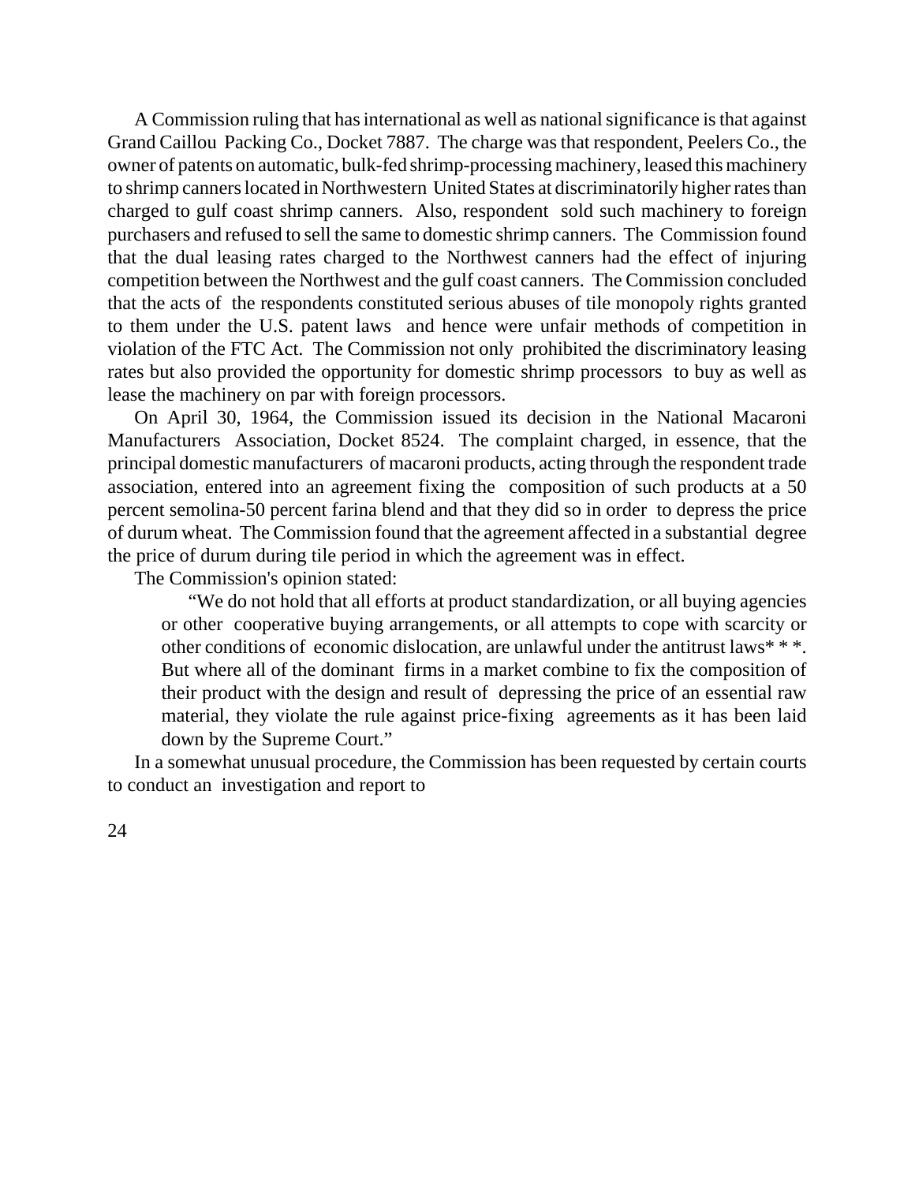A Commission ruling that has international as well as national significance is that against Grand Caillou Packing Co., Docket 7887. The charge was that respondent, Peelers Co., the owner of patents on automatic, bulk-fed shrimp-processing machinery, leased this machinery to shrimp canners located in Northwestern United States at discriminatorily higher rates than charged to gulf coast shrimp canners. Also, respondent sold such machinery to foreign purchasers and refused to sell the same to domestic shrimp canners. The Commission found that the dual leasing rates charged to the Northwest canners had the effect of injuring competition between the Northwest and the gulf coast canners. The Commission concluded that the acts of the respondents constituted serious abuses of tile monopoly rights granted to them under the U.S. patent laws and hence were unfair methods of competition in violation of the FTC Act. The Commission not only prohibited the discriminatory leasing rates but also provided the opportunity for domestic shrimp processors to buy as well as lease the machinery on par with foreign processors.

On April 30, 1964, the Commission issued its decision in the National Macaroni Manufacturers Association, Docket 8524. The complaint charged, in essence, that the principal domestic manufacturers of macaroni products, acting through the respondent trade association, entered into an agreement fixing the composition of such products at a 50 percent semolina-50 percent farina blend and that they did so in order to depress the price of durum wheat. The Commission found that the agreement affected in a substantial degree the price of durum during tile period in which the agreement was in effect.

The Commission's opinion stated:

> "We do not hold that all efforts at product standardization, or all buying agencies or other cooperative buying arrangements, or all attempts to cope with scarcity or other conditions of economic dislocation, are unlawful under the antitrust laws* * *. But where all of the dominant firms in a market combine to fix the composition of their product with the design and result of depressing the price of an essential raw material, they violate the rule against price-fixing agreements as it has been laid down by the Supreme Court."

In a somewhat unusual procedure, the Commission has been requested by certain courts to conduct an investigation and report to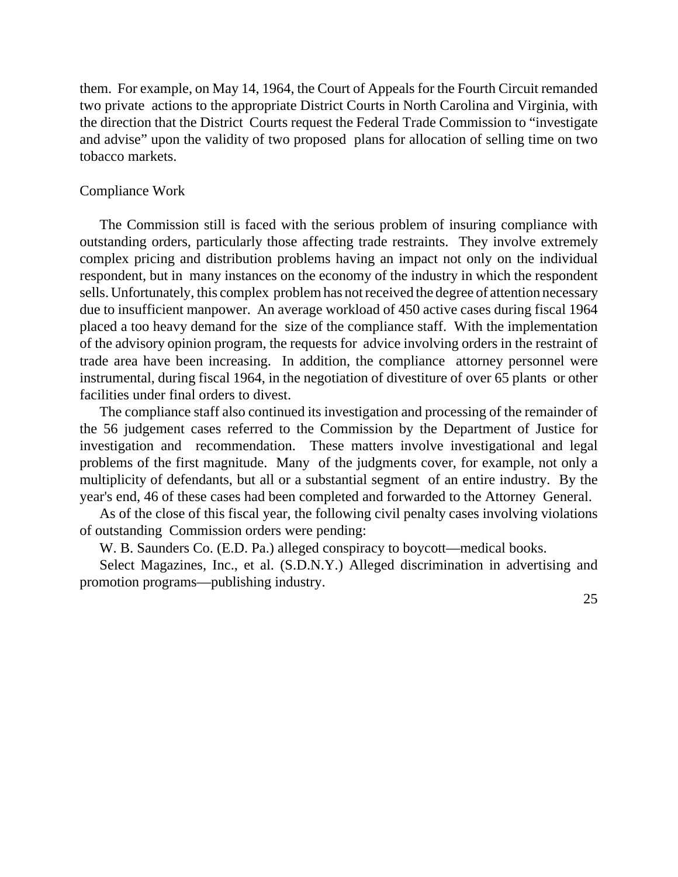them. For example, on May 14, 1964, the Court of Appeals for the Fourth Circuit remanded two private actions to the appropriate District Courts in North Carolina and Virginia, with the direction that the District Courts request the Federal Trade Commission to "investigate and advise" upon the validity of two proposed plans for allocation of selling time on two tobacco markets.

## Compliance Work

The Commission still is faced with the serious problem of insuring compliance with outstanding orders, particularly those affecting trade restraints. They involve extremely complex pricing and distribution problems having an impact not only on the individual respondent, but in many instances on the economy of the industry in which the respondent sells. Unfortunately, this complex problem has not received the degree of attention necessary due to insufficient manpower. An average workload of 450 active cases during fiscal 1964 placed a too heavy demand for the size of the compliance staff. With the implementation of the advisory opinion program, the requests for advice involving orders in the restraint of trade area have been increasing. In addition, the compliance attorney personnel were instrumental, during fiscal 1964, in the negotiation of divestiture of over 65 plants or other facilities under final orders to divest.

The compliance staff also continued its investigation and processing of the remainder of the 56 judgement cases referred to the Commission by the Department of Justice for investigation and recommendation. These matters involve investigational and legal problems of the first magnitude. Many of the judgments cover, for example, not only a multiplicity of defendants, but all or a substantial segment of an entire industry. By the year's end, 46 of these cases had been completed and forwarded to the Attorney General.

As of the close of this fiscal year, the following civil penalty cases involving violations of outstanding Commission orders were pending:

W. B. Saunders Co. (E.D. Pa.) alleged conspiracy to boycott—medical books.

Select Magazines, Inc., et al. (S.D.N.Y.) Alleged discrimination in advertising and promotion programs—publishing industry.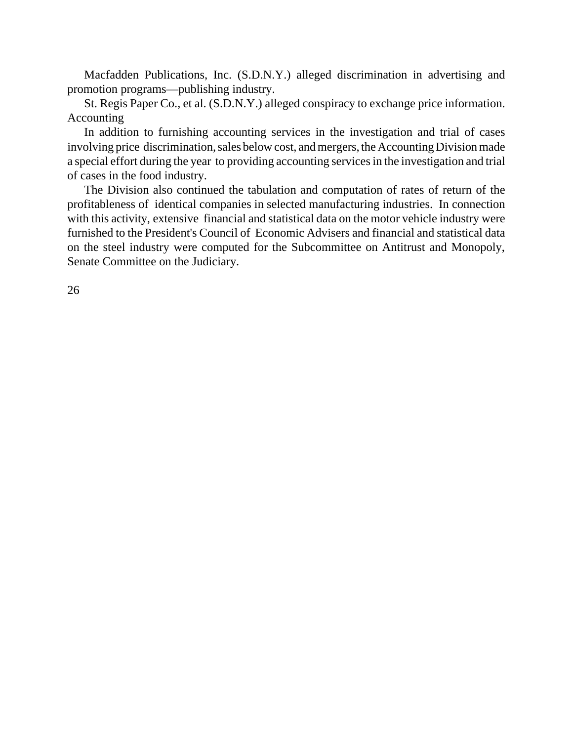Macfadden Publications, Inc. (S.D.N.Y.) alleged discrimination in advertising and promotion programs—publishing industry.

St. Regis Paper Co., et al. (S.D.N.Y.) alleged conspiracy to exchange price information.

## Accounting

In addition to furnishing accounting services in the investigation and trial of cases involving price discrimination, sales below cost, and mergers, the Accounting Division made a special effort during the year to providing accounting services in the investigation and trial of cases in the food industry.

The Division also continued the tabulation and computation of rates of return of the profitableness of identical companies in selected manufacturing industries. In connection with this activity, extensive financial and statistical data on the motor vehicle industry were furnished to the President's Council of Economic Advisers and financial and statistical data on the steel industry were computed for the Subcommittee on Antitrust and Monopoly, Senate Committee on the Judiciary.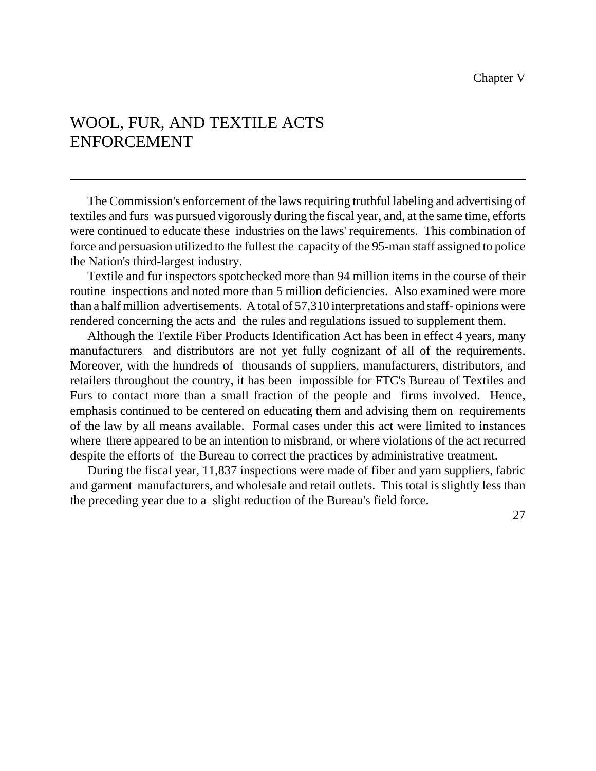Chapter V

# WOOL, FUR, AND TEXTILE ACTS ENFORCEMENT

The Commission's enforcement of the laws requiring truthful labeling and advertising of textiles and furs was pursued vigorously during the fiscal year, and, at the same time, efforts were continued to educate these industries on the laws' requirements. This combination of force and persuasion utilized to the fullest the capacity of the 95-man staff assigned to police the Nation's third-largest industry.

Textile and fur inspectors spotchecked more than 94 million items in the course of their routine inspections and noted more than 5 million deficiencies. Also examined were more than a half million advertisements. A total of 57,310 interpretations and staff- opinions were rendered concerning the acts and the rules and regulations issued to supplement them.

Although the Textile Fiber Products Identification Act has been in effect 4 years, many manufacturers and distributors are not yet fully cognizant of all of the requirements. Moreover, with the hundreds of thousands of suppliers, manufacturers, distributors, and retailers throughout the country, it has been impossible for FTC's Bureau of Textiles and Furs to contact more than a small fraction of the people and firms involved. Hence, emphasis continued to be centered on educating them and advising them on requirements of the law by all means available. Formal cases under this act were limited to instances where there appeared to be an intention to misbrand, or where violations of the act recurred despite the efforts of the Bureau to correct the practices by administrative treatment.

During the fiscal year, 11,837 inspections were made of fiber and yarn suppliers, fabric and garment manufacturers, and wholesale and retail outlets. This total is slightly less than the preceding year due to a slight reduction of the Bureau's field force.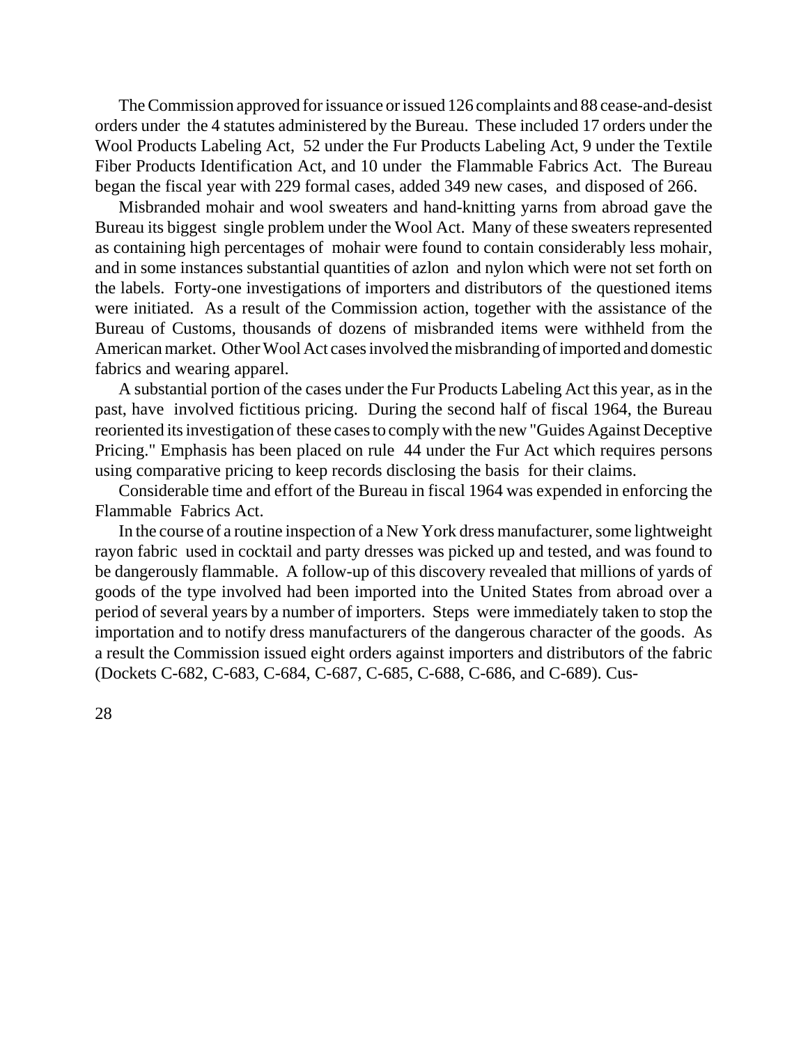The Commission approved for issuance or issued 126 complaints and 88 cease-and-desist orders under the 4 statutes administered by the Bureau. These included 17 orders under the Wool Products Labeling Act, 52 under the Fur Products Labeling Act, 9 under the Textile Fiber Products Identification Act, and 10 under the Flammable Fabrics Act. The Bureau began the fiscal year with 229 formal cases, added 349 new cases, and disposed of 266.

Misbranded mohair and wool sweaters and hand-knitting yarns from abroad gave the Bureau its biggest single problem under the Wool Act. Many of these sweaters represented as containing high percentages of mohair were found to contain considerably less mohair, and in some instances substantial quantities of azlon and nylon which were not set forth on the labels. Forty-one investigations of importers and distributors of the questioned items were initiated. As a result of the Commission action, together with the assistance of the Bureau of Customs, thousands of dozens of misbranded items were withheld from the American market. Other Wool Act cases involved the misbranding of imported and domestic fabrics and wearing apparel.

A substantial portion of the cases under the Fur Products Labeling Act this year, as in the past, have involved fictitious pricing. During the second half of fiscal 1964, the Bureau reoriented its investigation of these cases to comply with the new "Guides Against Deceptive Pricing." Emphasis has been placed on rule 44 under the Fur Act which requires persons using comparative pricing to keep records disclosing the basis for their claims.

Considerable time and effort of the Bureau in fiscal 1964 was expended in enforcing the Flammable Fabrics Act.

In the course of a routine inspection of a New York dress manufacturer, some lightweight rayon fabric used in cocktail and party dresses was picked up and tested, and was found to be dangerously flammable. A follow-up of this discovery revealed that millions of yards of goods of the type involved had been imported into the United States from abroad over a period of several years by a number of importers. Steps were immediately taken to stop the importation and to notify dress manufacturers of the dangerous character of the goods. As a result the Commission issued eight orders against importers and distributors of the fabric (Dockets C-682, C-683, C-684, C-687, C-685, C-688, C-686, and C-689). Cus-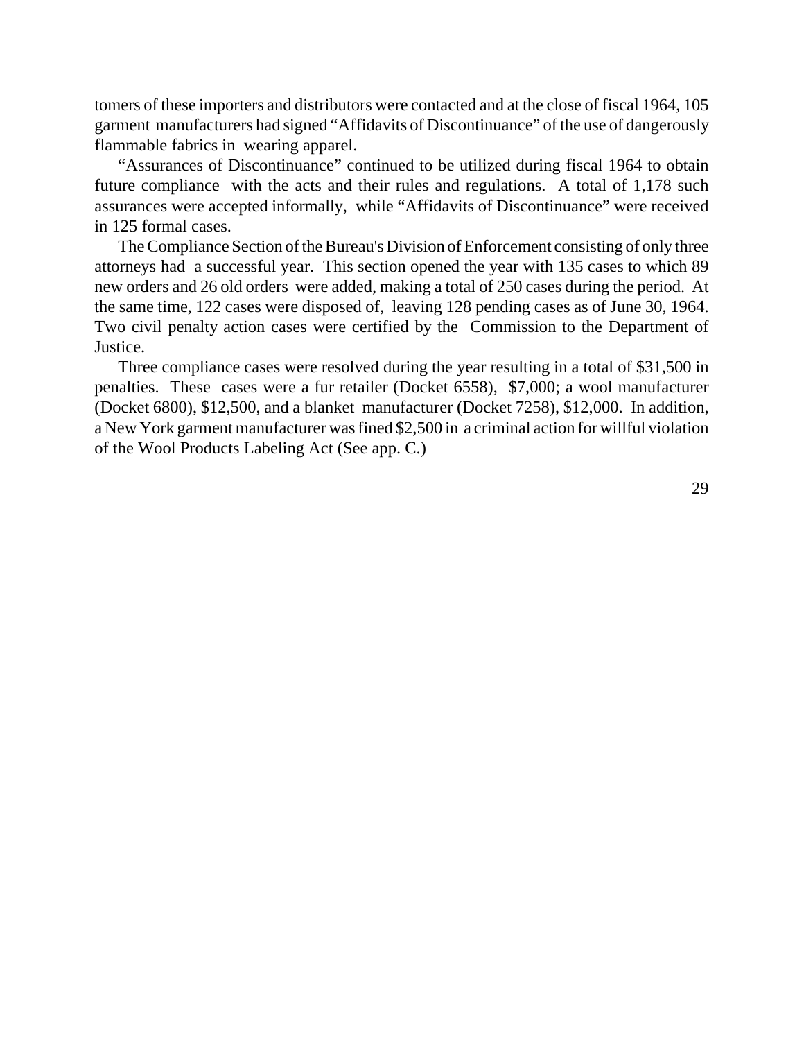tomers of these importers and distributors were contacted and at the close of fiscal 1964, 105 garment manufacturers had signed "Affidavits of Discontinuance" of the use of dangerously flammable fabrics in wearing apparel.

"Assurances of Discontinuance" continued to be utilized during fiscal 1964 to obtain future compliance with the acts and their rules and regulations. A total of 1,178 such assurances were accepted informally, while "Affidavits of Discontinuance" were received in 125 formal cases.

The Compliance Section of the Bureau's Division of Enforcement consisting of only three attorneys had a successful year. This section opened the year with 135 cases to which 89 new orders and 26 old orders were added, making a total of 250 cases during the period. At the same time, 122 cases were disposed of, leaving 128 pending cases as of June 30, 1964. Two civil penalty action cases were certified by the Commission to the Department of Justice.

Three compliance cases were resolved during the year resulting in a total of $31,500 in penalties. These cases were a fur retailer (Docket 6558), $7,000; a wool manufacturer (Docket 6800), $12,500, and a blanket manufacturer (Docket 7258), $12,000. In addition, a New York garment manufacturer was fined $2,500 in a criminal action for willful violation of the Wool Products Labeling Act (See app. C.)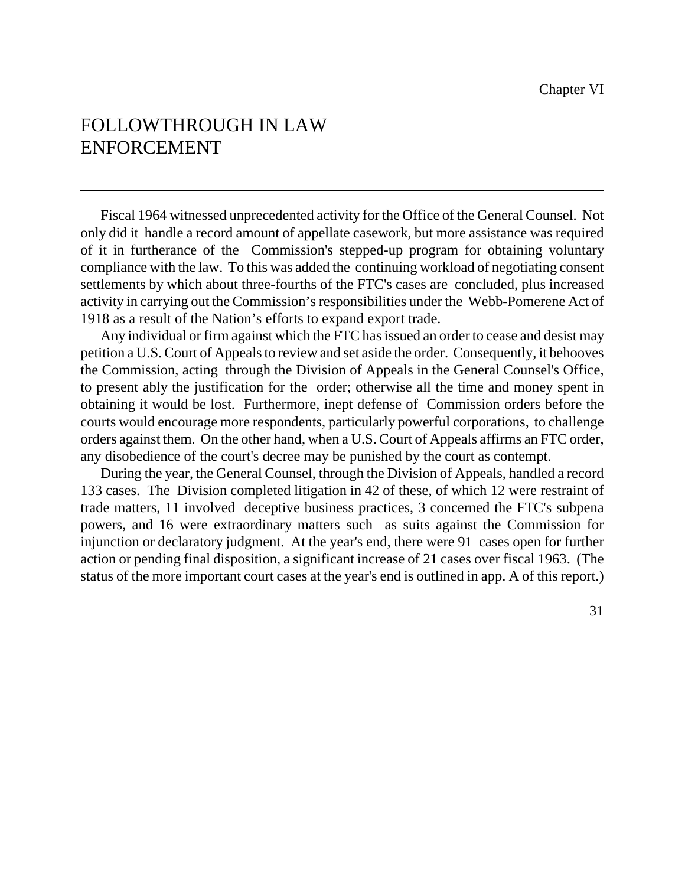Chapter VI

# FOLLOWTHROUGH IN LAW ENFORCEMENT

Fiscal 1964 witnessed unprecedented activity for the Office of the General Counsel. Not only did it handle a record amount of appellate casework, but more assistance was required of it in furtherance of the Commission's stepped-up program for obtaining voluntary compliance with the law. To this was added the continuing workload of negotiating consent settlements by which about three-fourths of the FTC's cases are concluded, plus increased activity in carrying out the Commission's responsibilities under the Webb-Pomerene Act of 1918 as a result of the Nation's efforts to expand export trade.

Any individual or firm against which the FTC has issued an order to cease and desist may petition a U.S. Court of Appeals to review and set aside the order. Consequently, it behooves the Commission, acting through the Division of Appeals in the General Counsel's Office, to present ably the justification for the order; otherwise all the time and money spent in obtaining it would be lost. Furthermore, inept defense of Commission orders before the courts would encourage more respondents, particularly powerful corporations, to challenge orders against them. On the other hand, when a U.S. Court of Appeals affirms an FTC order, any disobedience of the court's decree may be punished by the court as contempt.

During the year, the General Counsel, through the Division of Appeals, handled a record 133 cases. The Division completed litigation in 42 of these, of which 12 were restraint of trade matters, 11 involved deceptive business practices, 3 concerned the FTC's subpena powers, and 16 were extraordinary matters such as suits against the Commission for injunction or declaratory judgment. At the year's end, there were 91 cases open for further action or pending final disposition, a significant increase of 21 cases over fiscal 1963. (The status of the more important court cases at the year's end is outlined in app. A of this report.)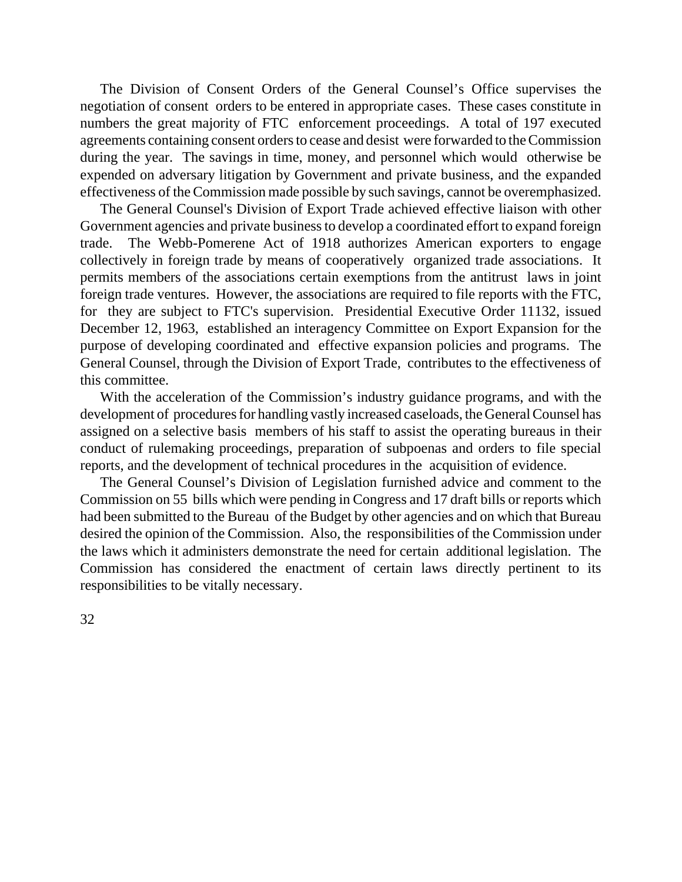The Division of Consent Orders of the General Counsel's Office supervises the negotiation of consent orders to be entered in appropriate cases. These cases constitute in numbers the great majority of FTC enforcement proceedings. A total of 197 executed agreements containing consent orders to cease and desist were forwarded to the Commission during the year. The savings in time, money, and personnel which would otherwise be expended on adversary litigation by Government and private business, and the expanded effectiveness of the Commission made possible by such savings, cannot be overemphasized.

The General Counsel's Division of Export Trade achieved effective liaison with other Government agencies and private business to develop a coordinated effort to expand foreign trade. The Webb-Pomerene Act of 1918 authorizes American exporters to engage collectively in foreign trade by means of cooperatively organized trade associations. It permits members of the associations certain exemptions from the antitrust laws in joint foreign trade ventures. However, the associations are required to file reports with the FTC, for they are subject to FTC's supervision. Presidential Executive Order 11132, issued December 12, 1963, established an interagency Committee on Export Expansion for the purpose of developing coordinated and effective expansion policies and programs. The General Counsel, through the Division of Export Trade, contributes to the effectiveness of this committee.

With the acceleration of the Commission's industry guidance programs, and with the development of procedures for handling vastly increased caseloads, the General Counsel has assigned on a selective basis members of his staff to assist the operating bureaus in their conduct of rulemaking proceedings, preparation of subpoenas and orders to file special reports, and the development of technical procedures in the acquisition of evidence.

The General Counsel's Division of Legislation furnished advice and comment to the Commission on 55 bills which were pending in Congress and 17 draft bills or reports which had been submitted to the Bureau of the Budget by other agencies and on which that Bureau desired the opinion of the Commission. Also, the responsibilities of the Commission under the laws which it administers demonstrate the need for certain additional legislation. The Commission has considered the enactment of certain laws directly pertinent to its responsibilities to be vitally necessary.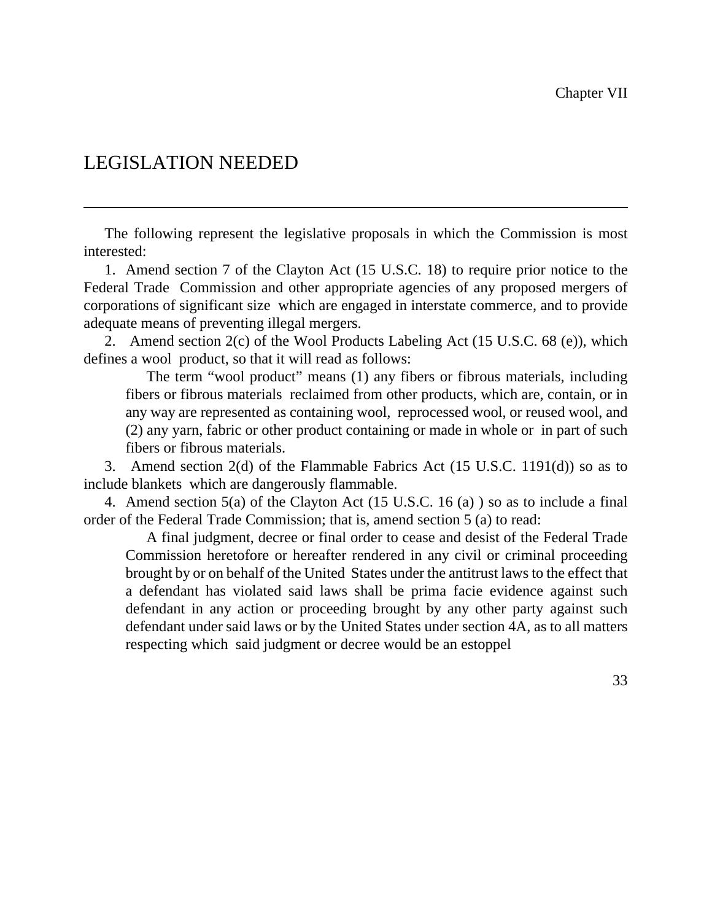Chapter VII

# LEGISLATION NEEDED

The following represent the legislative proposals in which the Commission is most interested:

1. Amend section 7 of the Clayton Act (15 U.S.C. 18) to require prior notice to the Federal Trade Commission and other appropriate agencies of any proposed mergers of corporations of significant size which are engaged in interstate commerce, and to provide adequate means of preventing illegal mergers.

2. Amend section 2(c) of the Wool Products Labeling Act (15 U.S.C. 68 (e)), which defines a wool product, so that it will read as follows:

> The term "wool product" means (1) any fibers or fibrous materials, including fibers or fibrous materials reclaimed from other products, which are, contain, or in any way are represented as containing wool, reprocessed wool, or reused wool, and (2) any yarn, fabric or other product containing or made in whole or in part of such fibers or fibrous materials.

3. Amend section 2(d) of the Flammable Fabrics Act (15 U.S.C. 1191(d)) so as to include blankets which are dangerously flammable.

4. Amend section 5(a) of the Clayton Act (15 U.S.C. 16 (a) ) so as to include a final order of the Federal Trade Commission; that is, amend section 5 (a) to read:

> A final judgment, decree or final order to cease and desist of the Federal Trade Commission heretofore or hereafter rendered in any civil or criminal proceeding brought by or on behalf of the United States under the antitrust laws to the effect that a defendant has violated said laws shall be prima facie evidence against such defendant in any action or proceeding brought by any other party against such defendant under said laws or by the United States under section 4A, as to all matters respecting which said judgment or decree would be an estoppel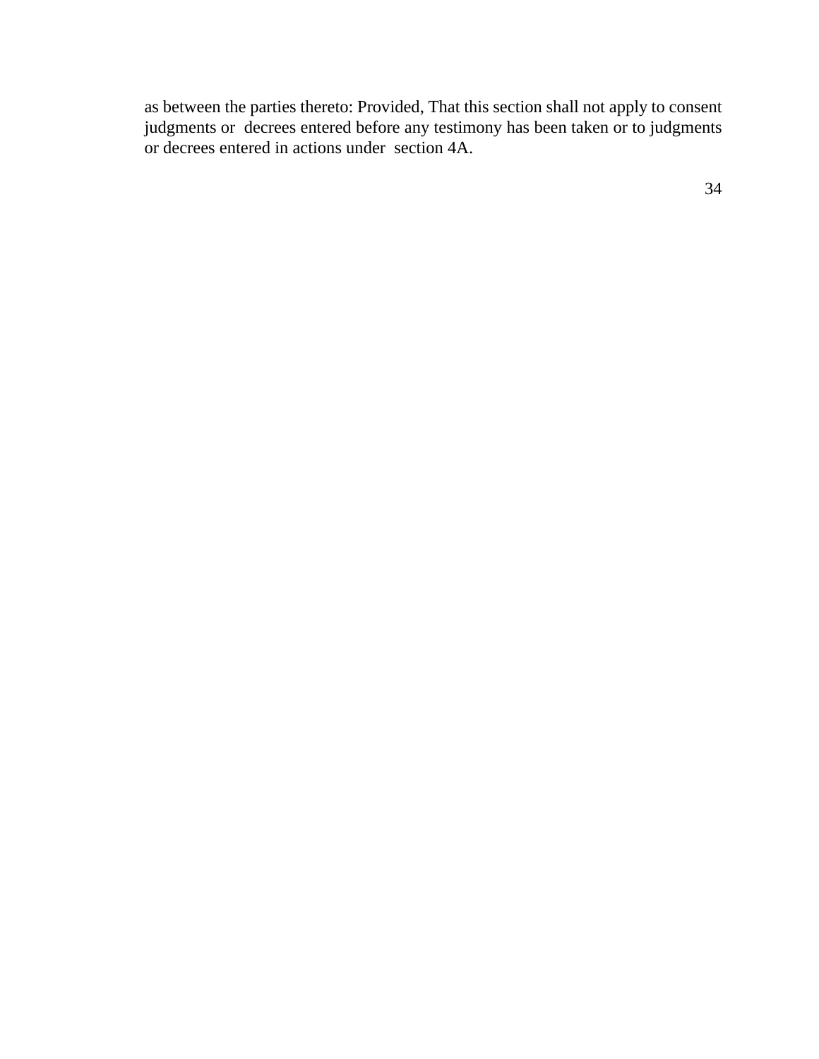as between the parties thereto: Provided, That this section shall not apply to consent judgments or decrees entered before any testimony has been taken or to judgments or decrees entered in actions under section 4A.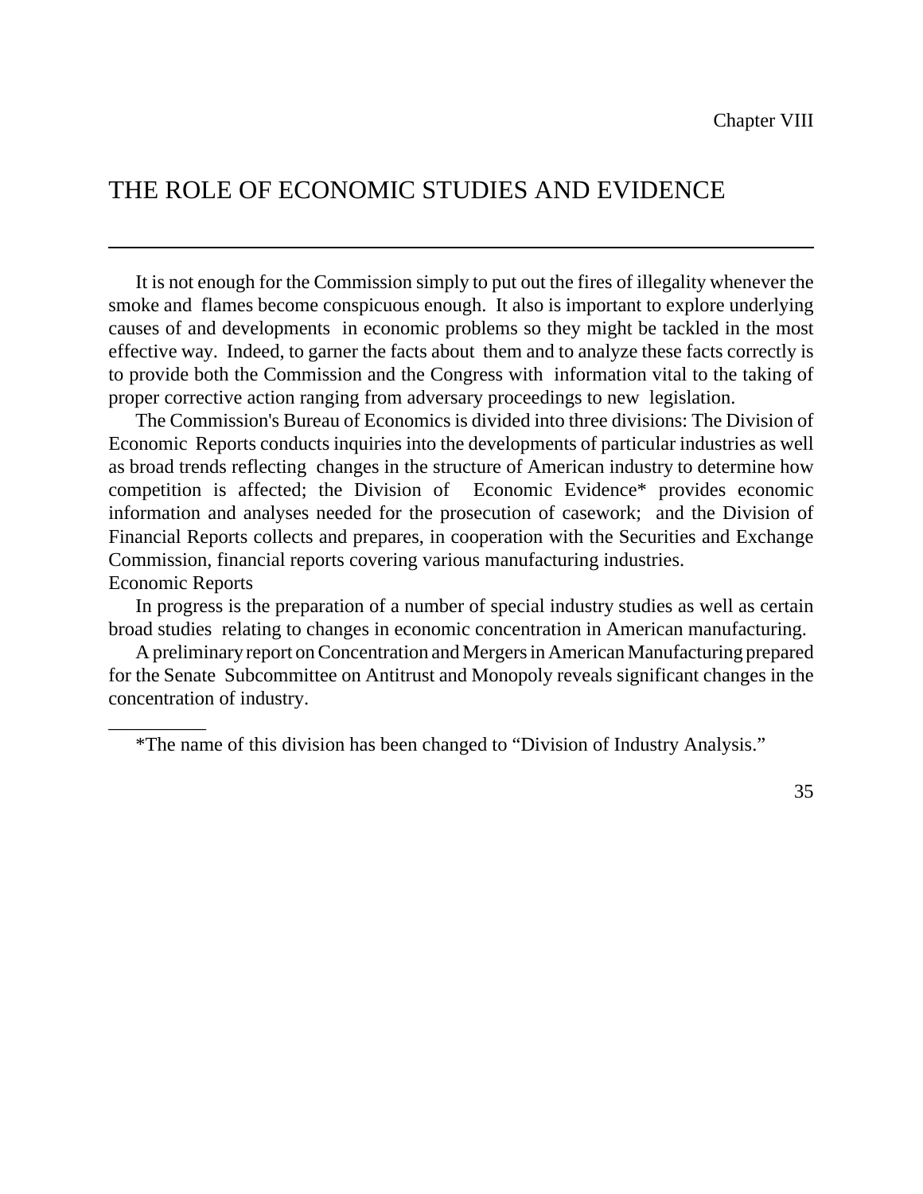Chapter VIII

# THE ROLE OF ECONOMIC STUDIES AND EVIDENCE

It is not enough for the Commission simply to put out the fires of illegality whenever the smoke and flames become conspicuous enough. It also is important to explore underlying causes of and developments in economic problems so they might be tackled in the most effective way. Indeed, to garner the facts about them and to analyze these facts correctly is to provide both the Commission and the Congress with information vital to the taking of proper corrective action ranging from adversary proceedings to new legislation.

The Commission's Bureau of Economics is divided into three divisions: The Division of Economic Reports conducts inquiries into the developments of particular industries as well as broad trends reflecting changes in the structure of American industry to determine how competition is affected; the Division of Economic Evidence* provides economic information and analyses needed for the prosecution of casework; and the Division of Financial Reports collects and prepares, in cooperation with the Securities and Exchange Commission, financial reports covering various manufacturing industries.

## Economic Reports

In progress is the preparation of a number of special industry studies as well as certain broad studies relating to changes in economic concentration in American manufacturing.

A preliminary report on Concentration and Mergers in American Manufacturing prepared for the Senate Subcommittee on Antitrust and Monopoly reveals significant changes in the concentration of industry.

---

*The name of this division has been changed to "Division of Industry Analysis."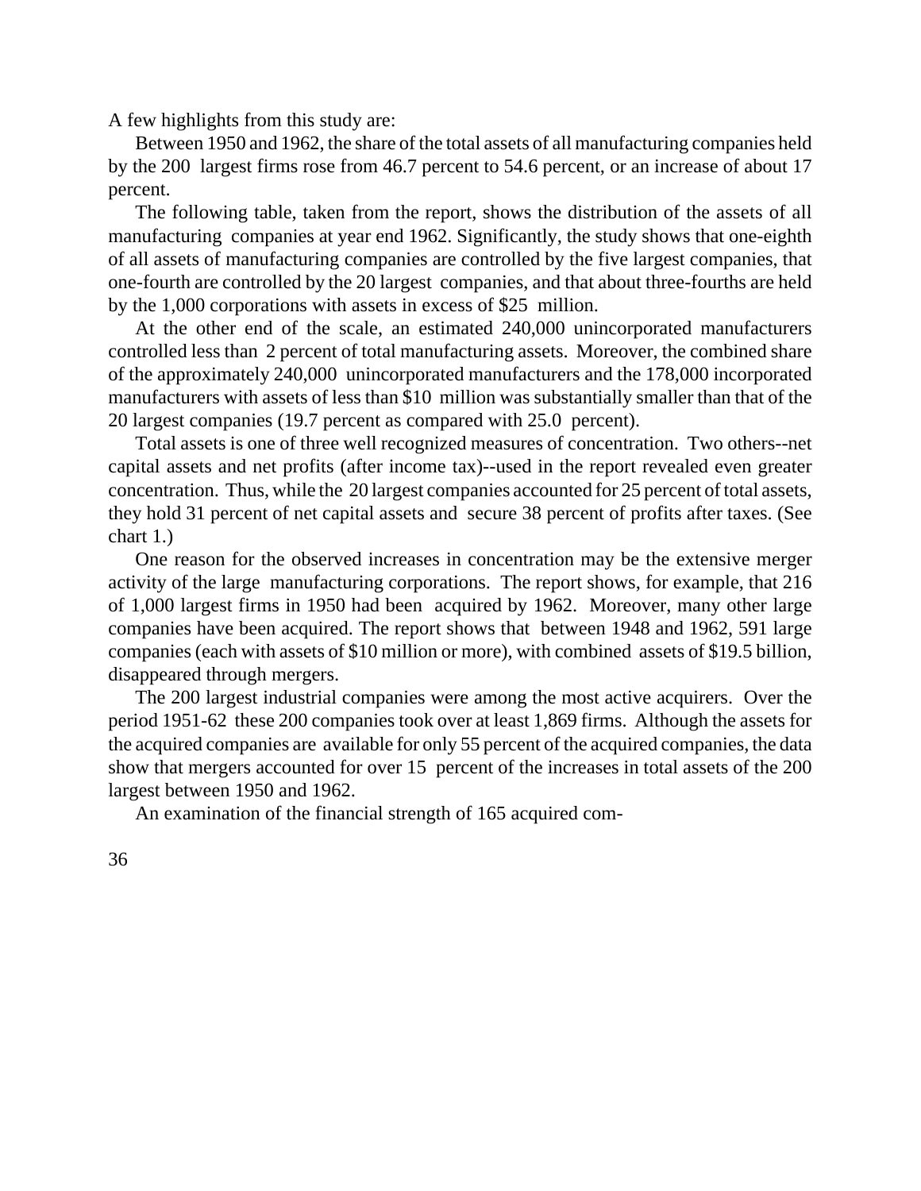A few highlights from this study are:

Between 1950 and 1962, the share of the total assets of all manufacturing companies held by the 200 largest firms rose from 46.7 percent to 54.6 percent, or an increase of about 17 percent.

The following table, taken from the report, shows the distribution of the assets of all manufacturing companies at year end 1962. Significantly, the study shows that one-eighth of all assets of manufacturing companies are controlled by the five largest companies, that one-fourth are controlled by the 20 largest companies, and that about three-fourths are held by the 1,000 corporations with assets in excess of $25 million.

At the other end of the scale, an estimated 240,000 unincorporated manufacturers controlled less than 2 percent of total manufacturing assets. Moreover, the combined share of the approximately 240,000 unincorporated manufacturers and the 178,000 incorporated manufacturers with assets of less than $10 million was substantially smaller than that of the 20 largest companies (19.7 percent as compared with 25.0 percent).

Total assets is one of three well recognized measures of concentration. Two others--net capital assets and net profits (after income tax)--used in the report revealed even greater concentration. Thus, while the 20 largest companies accounted for 25 percent of total assets, they hold 31 percent of net capital assets and secure 38 percent of profits after taxes. (See chart 1.)

One reason for the observed increases in concentration may be the extensive merger activity of the large manufacturing corporations. The report shows, for example, that 216 of 1,000 largest firms in 1950 had been acquired by 1962. Moreover, many other large companies have been acquired. The report shows that between 1948 and 1962, 591 large companies (each with assets of $10 million or more), with combined assets of $19.5 billion, disappeared through mergers.

The 200 largest industrial companies were among the most active acquirers. Over the period 1951-62 these 200 companies took over at least 1,869 firms. Although the assets for the acquired companies are available for only 55 percent of the acquired companies, the data show that mergers accounted for over 15 percent of the increases in total assets of the 200 largest between 1950 and 1962.

An examination of the financial strength of 165 acquired com-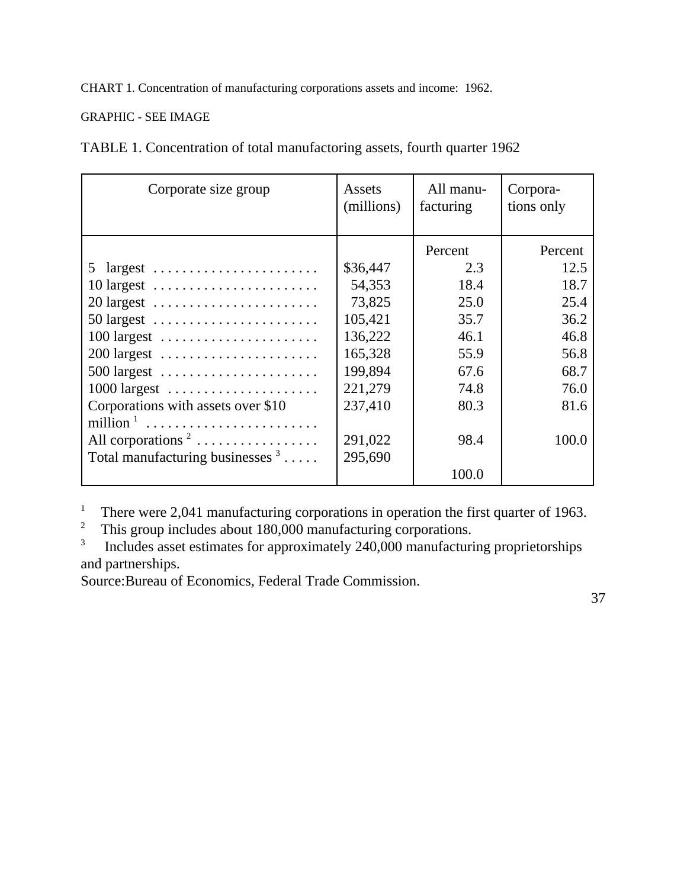CHART 1. Concentration of manufacturing corporations assets and income: 1962.

GRAPHIC - SEE IMAGE

TABLE 1. Concentration of total manufactoring assets, fourth quarter 1962

| Corporate size group | Assets (millions) | All manufacturing | Corporations only |
|---|---|---|---|
| | | Percent | Percent |
| 5 largest | $36,447 | 2.3 | 12.5 |
| 10 largest | 54,353 | 18.4 | 18.7 |
| 20 largest | 73,825 | 25.0 | 25.4 |
| 50 largest | 105,421 | 35.7 | 36.2 |
| 100 largest | 136,222 | 46.1 | 46.8 |
| 200 largest | 165,328 | 55.9 | 56.8 |
| 500 largest | 199,894 | 67.6 | 68.7 |
| 1000 largest | 221,279 | 74.8 | 76.0 |
| Corporations with assets over $10 million [1] | 237,410 | 80.3 | 81.6 |
| All corporations [2] | 291,022 | 98.4 | 100.0 |
| Total manufacturing businesses [3] | 295,690 | 100.0 | |

[1] There were 2,041 manufacturing corporations in operation the first quarter of 1963.
[2] This group includes about 180,000 manufacturing corporations.
[3] Includes asset estimates for approximately 240,000 manufacturing proprietorships and partnerships.
Source:Bureau of Economics, Federal Trade Commission.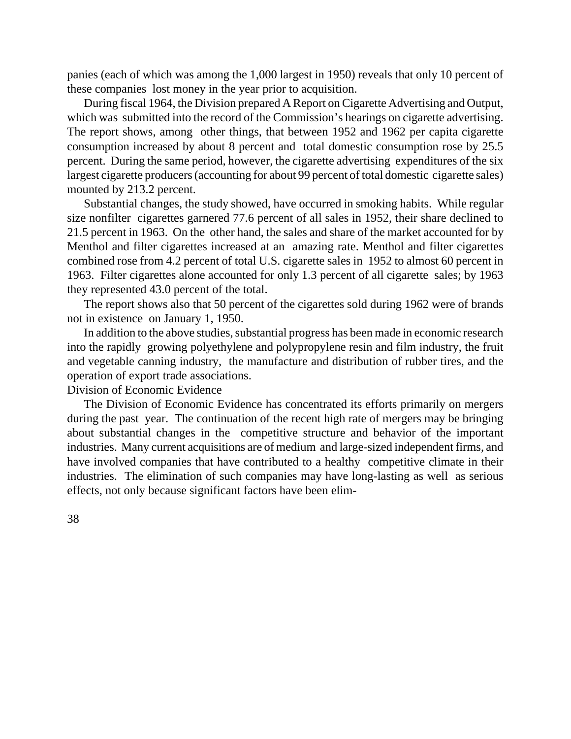panies (each of which was among the 1,000 largest in 1950) reveals that only 10 percent of these companies lost money in the year prior to acquisition.

During fiscal 1964, the Division prepared A Report on Cigarette Advertising and Output, which was submitted into the record of the Commission's hearings on cigarette advertising. The report shows, among other things, that between 1952 and 1962 per capita cigarette consumption increased by about 8 percent and total domestic consumption rose by 25.5 percent. During the same period, however, the cigarette advertising expenditures of the six largest cigarette producers (accounting for about 99 percent of total domestic cigarette sales) mounted by 213.2 percent.

Substantial changes, the study showed, have occurred in smoking habits. While regular size nonfilter cigarettes garnered 77.6 percent of all sales in 1952, their share declined to 21.5 percent in 1963. On the other hand, the sales and share of the market accounted for by Menthol and filter cigarettes increased at an amazing rate. Menthol and filter cigarettes combined rose from 4.2 percent of total U.S. cigarette sales in 1952 to almost 60 percent in 1963. Filter cigarettes alone accounted for only 1.3 percent of all cigarette sales; by 1963 they represented 43.0 percent of the total.

The report shows also that 50 percent of the cigarettes sold during 1962 were of brands not in existence on January 1, 1950.

In addition to the above studies, substantial progress has been made in economic research into the rapidly growing polyethylene and polypropylene resin and film industry, the fruit and vegetable canning industry, the manufacture and distribution of rubber tires, and the operation of export trade associations.

## Division of Economic Evidence

The Division of Economic Evidence has concentrated its efforts primarily on mergers during the past year. The continuation of the recent high rate of mergers may be bringing about substantial changes in the competitive structure and behavior of the important industries. Many current acquisitions are of medium and large-sized independent firms, and have involved companies that have contributed to a healthy competitive climate in their industries. The elimination of such companies may have long-lasting as well as serious effects, not only because significant factors have been elim-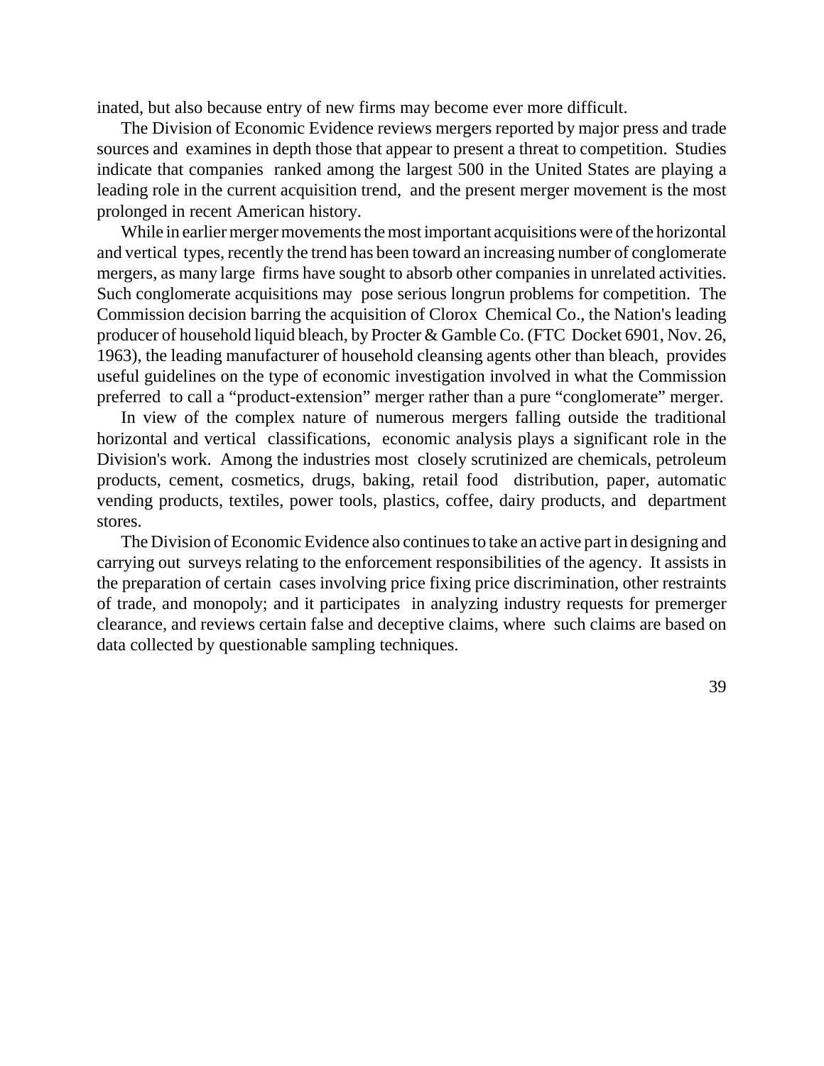inated, but also because entry of new firms may become ever more difficult.

The Division of Economic Evidence reviews mergers reported by major press and trade sources and examines in depth those that appear to present a threat to competition. Studies indicate that companies ranked among the largest 500 in the United States are playing a leading role in the current acquisition trend, and the present merger movement is the most prolonged in recent American history.

While in earlier merger movements the most important acquisitions were of the horizontal and vertical types, recently the trend has been toward an increasing number of conglomerate mergers, as many large firms have sought to absorb other companies in unrelated activities. Such conglomerate acquisitions may pose serious longrun problems for competition. The Commission decision barring the acquisition of Clorox Chemical Co., the Nation's leading producer of household liquid bleach, by Procter & Gamble Co. (FTC Docket 6901, Nov. 26, 1963), the leading manufacturer of household cleansing agents other than bleach, provides useful guidelines on the type of economic investigation involved in what the Commission preferred to call a "product-extension" merger rather than a pure "conglomerate" merger.

In view of the complex nature of numerous mergers falling outside the traditional horizontal and vertical classifications, economic analysis plays a significant role in the Division's work. Among the industries most closely scrutinized are chemicals, petroleum products, cement, cosmetics, drugs, baking, retail food distribution, paper, automatic vending products, textiles, power tools, plastics, coffee, dairy products, and department stores.

The Division of Economic Evidence also continues to take an active part in designing and carrying out surveys relating to the enforcement responsibilities of the agency. It assists in the preparation of certain cases involving price fixing price discrimination, other restraints of trade, and monopoly; and it participates in analyzing industry requests for premerger clearance, and reviews certain false and deceptive claims, where such claims are based on data collected by questionable sampling techniques.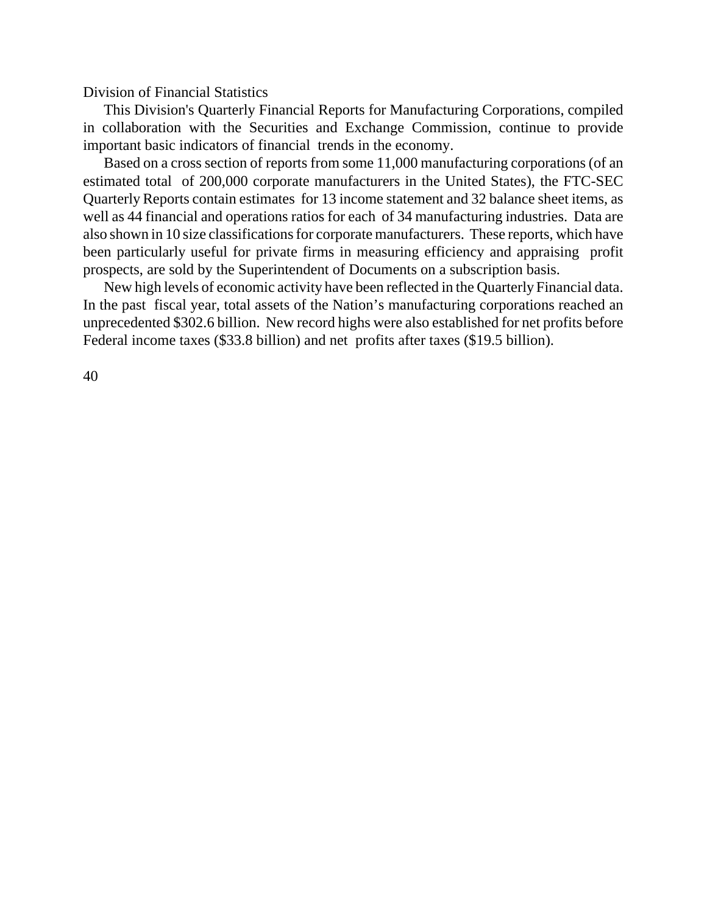## Division of Financial Statistics

This Division's Quarterly Financial Reports for Manufacturing Corporations, compiled in collaboration with the Securities and Exchange Commission, continue to provide important basic indicators of financial trends in the economy.

Based on a cross section of reports from some 11,000 manufacturing corporations (of an estimated total of 200,000 corporate manufacturers in the United States), the FTC-SEC Quarterly Reports contain estimates for 13 income statement and 32 balance sheet items, as well as 44 financial and operations ratios for each of 34 manufacturing industries. Data are also shown in 10 size classifications for corporate manufacturers. These reports, which have been particularly useful for private firms in measuring efficiency and appraising profit prospects, are sold by the Superintendent of Documents on a subscription basis.

New high levels of economic activity have been reflected in the Quarterly Financial data. In the past fiscal year, total assets of the Nation's manufacturing corporations reached an unprecedented $302.6 billion. New record highs were also established for net profits before Federal income taxes ($33.8 billion) and net profits after taxes ($19.5 billion).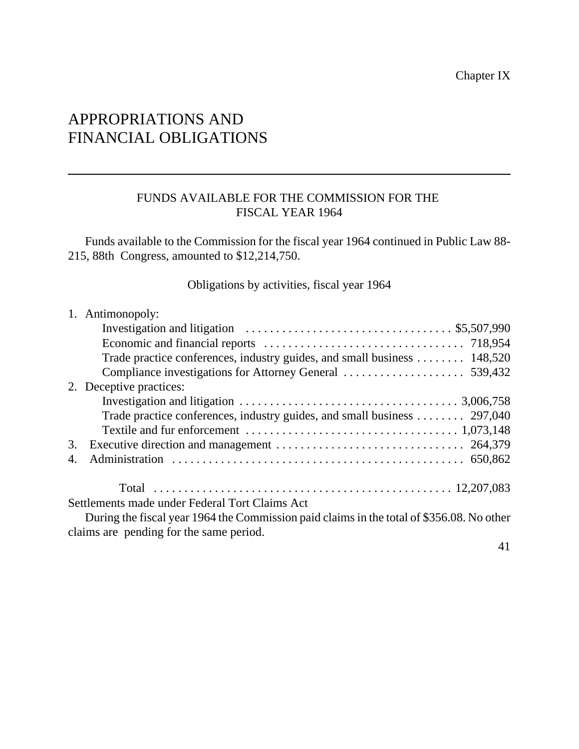Chapter IX

# APPROPRIATIONS AND FINANCIAL OBLIGATIONS

## FUNDS AVAILABLE FOR THE COMMISSION FOR THE FISCAL YEAR 1964

Funds available to the Commission for the fiscal year 1964 continued in Public Law 88-215, 88th Congress, amounted to $12,214,750.

Obligations by activities, fiscal year 1964

| Activity | Amount |
|---|---|
| 1. Antimonopoly: | |
| Investigation and litigation | $5,507,990 |
| Economic and financial reports | 718,954 |
| Trade practice conferences, industry guides, and small business | 148,520 |
| Compliance investigations for Attorney General | 539,432 |
| 2. Deceptive practices: | |
| Investigation and litigation | 3,006,758 |
| Trade practice conferences, industry guides, and small business | 297,040 |
| Textile and fur enforcement | 1,073,148 |
| 3. Executive direction and management | 264,379 |
| 4. Administration | 650,862 |
| Total | 12,207,083 |

Settlements made under Federal Tort Claims Act

During the fiscal year 1964 the Commission paid claims in the total of $356.08. No other claims are pending for the same period.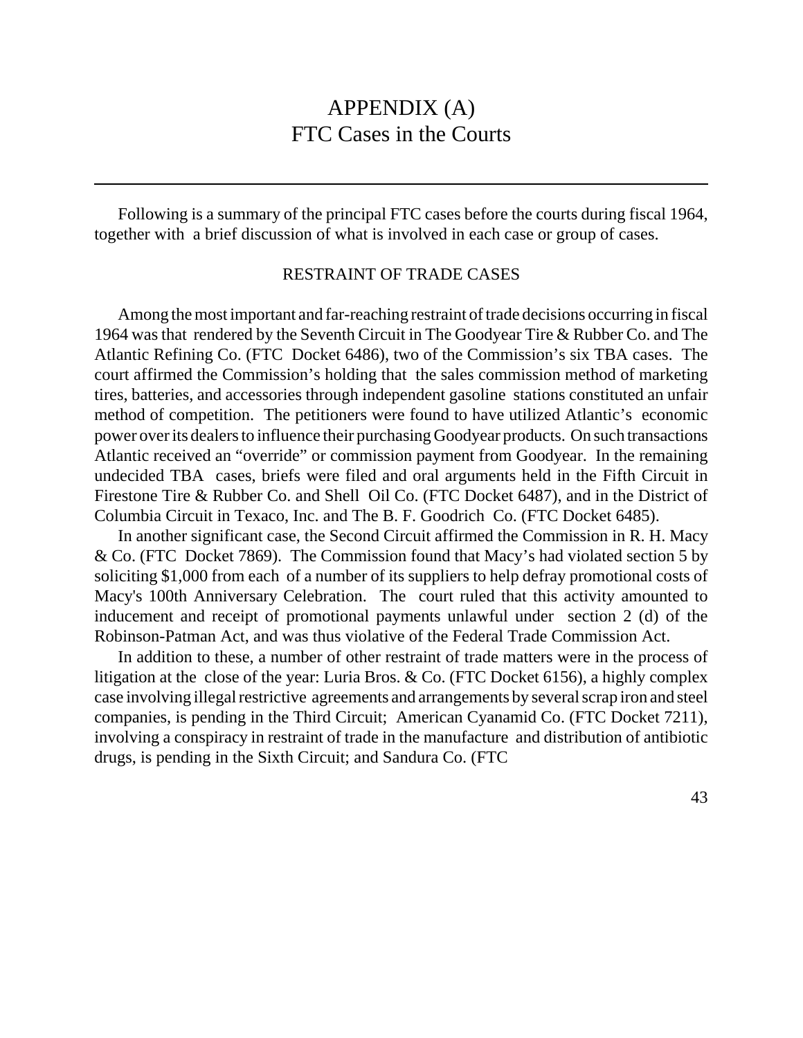# APPENDIX (A)
# FTC Cases in the Courts

Following is a summary of the principal FTC cases before the courts during fiscal 1964, together with a brief discussion of what is involved in each case or group of cases.

## RESTRAINT OF TRADE CASES

Among the most important and far-reaching restraint of trade decisions occurring in fiscal 1964 was that rendered by the Seventh Circuit in The Goodyear Tire & Rubber Co. and The Atlantic Refining Co. (FTC Docket 6486), two of the Commission's six TBA cases. The court affirmed the Commission's holding that the sales commission method of marketing tires, batteries, and accessories through independent gasoline stations constituted an unfair method of competition. The petitioners were found to have utilized Atlantic's economic power over its dealers to influence their purchasing Goodyear products. On such transactions Atlantic received an "override" or commission payment from Goodyear. In the remaining undecided TBA cases, briefs were filed and oral arguments held in the Fifth Circuit in Firestone Tire & Rubber Co. and Shell Oil Co. (FTC Docket 6487), and in the District of Columbia Circuit in Texaco, Inc. and The B. F. Goodrich Co. (FTC Docket 6485).

In another significant case, the Second Circuit affirmed the Commission in R. H. Macy & Co. (FTC Docket 7869). The Commission found that Macy's had violated section 5 by soliciting $1,000 from each of a number of its suppliers to help defray promotional costs of Macy's 100th Anniversary Celebration. The court ruled that this activity amounted to inducement and receipt of promotional payments unlawful under section 2 (d) of the Robinson-Patman Act, and was thus violative of the Federal Trade Commission Act.

In addition to these, a number of other restraint of trade matters were in the process of litigation at the close of the year: Luria Bros. & Co. (FTC Docket 6156), a highly complex case involving illegal restrictive agreements and arrangements by several scrap iron and steel companies, is pending in the Third Circuit; American Cyanamid Co. (FTC Docket 7211), involving a conspiracy in restraint of trade in the manufacture and distribution of antibiotic drugs, is pending in the Sixth Circuit; and Sandura Co. (FTC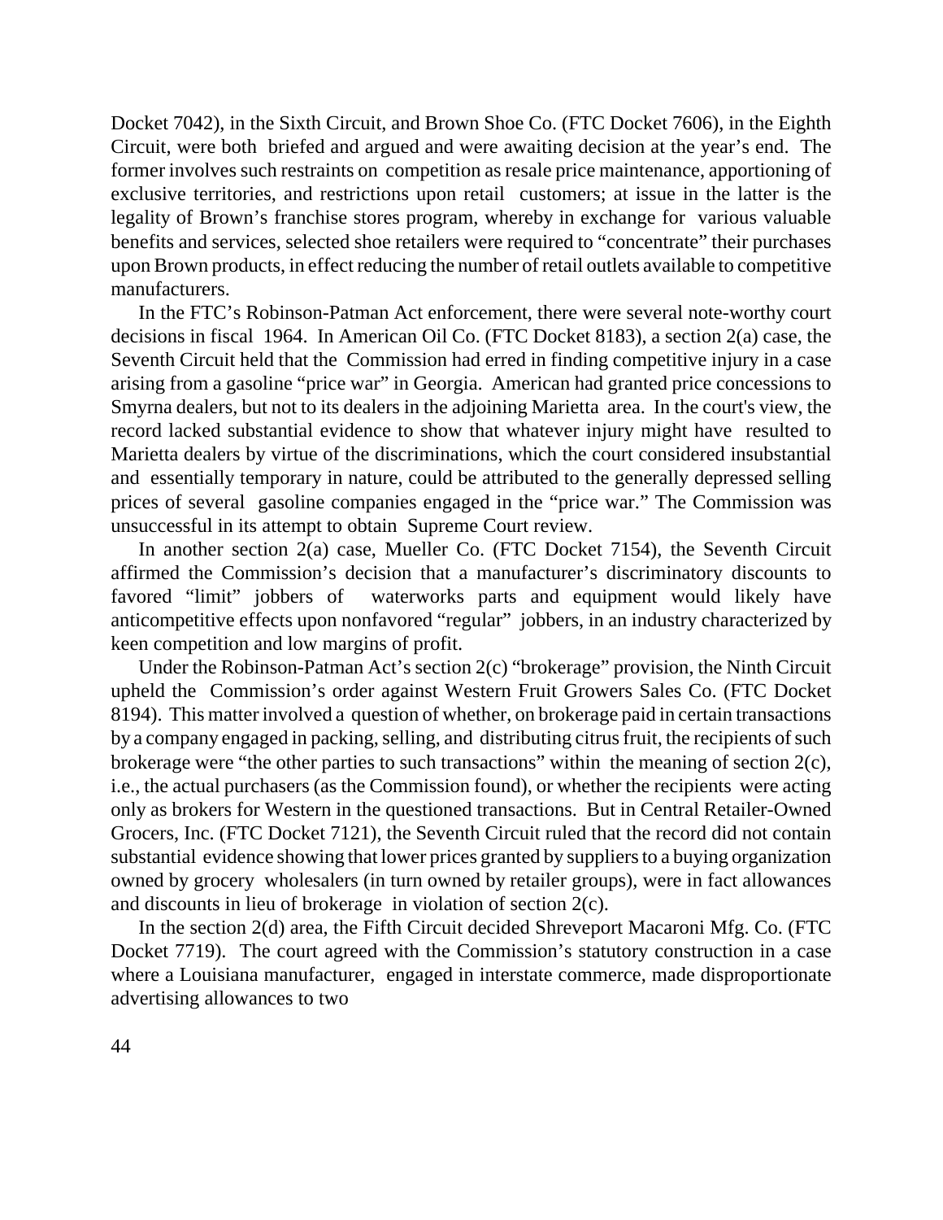Docket 7042), in the Sixth Circuit, and Brown Shoe Co. (FTC Docket 7606), in the Eighth Circuit, were both briefed and argued and were awaiting decision at the year's end. The former involves such restraints on competition as resale price maintenance, apportioning of exclusive territories, and restrictions upon retail customers; at issue in the latter is the legality of Brown's franchise stores program, whereby in exchange for various valuable benefits and services, selected shoe retailers were required to "concentrate" their purchases upon Brown products, in effect reducing the number of retail outlets available to competitive manufacturers.

In the FTC's Robinson-Patman Act enforcement, there were several note-worthy court decisions in fiscal 1964. In American Oil Co. (FTC Docket 8183), a section 2(a) case, the Seventh Circuit held that the Commission had erred in finding competitive injury in a case arising from a gasoline "price war" in Georgia. American had granted price concessions to Smyrna dealers, but not to its dealers in the adjoining Marietta area. In the court's view, the record lacked substantial evidence to show that whatever injury might have resulted to Marietta dealers by virtue of the discriminations, which the court considered insubstantial and essentially temporary in nature, could be attributed to the generally depressed selling prices of several gasoline companies engaged in the "price war." The Commission was unsuccessful in its attempt to obtain Supreme Court review.

In another section 2(a) case, Mueller Co. (FTC Docket 7154), the Seventh Circuit affirmed the Commission's decision that a manufacturer's discriminatory discounts to favored "limit" jobbers of waterworks parts and equipment would likely have anticompetitive effects upon nonfavored "regular" jobbers, in an industry characterized by keen competition and low margins of profit.

Under the Robinson-Patman Act's section 2(c) "brokerage" provision, the Ninth Circuit upheld the Commission's order against Western Fruit Growers Sales Co. (FTC Docket 8194). This matter involved a question of whether, on brokerage paid in certain transactions by a company engaged in packing, selling, and distributing citrus fruit, the recipients of such brokerage were "the other parties to such transactions" within the meaning of section 2(c), i.e., the actual purchasers (as the Commission found), or whether the recipients were acting only as brokers for Western in the questioned transactions. But in Central Retailer-Owned Grocers, Inc. (FTC Docket 7121), the Seventh Circuit ruled that the record did not contain substantial evidence showing that lower prices granted by suppliers to a buying organization owned by grocery wholesalers (in turn owned by retailer groups), were in fact allowances and discounts in lieu of brokerage in violation of section 2(c).

In the section 2(d) area, the Fifth Circuit decided Shreveport Macaroni Mfg. Co. (FTC Docket 7719). The court agreed with the Commission's statutory construction in a case where a Louisiana manufacturer, engaged in interstate commerce, made disproportionate advertising allowances to two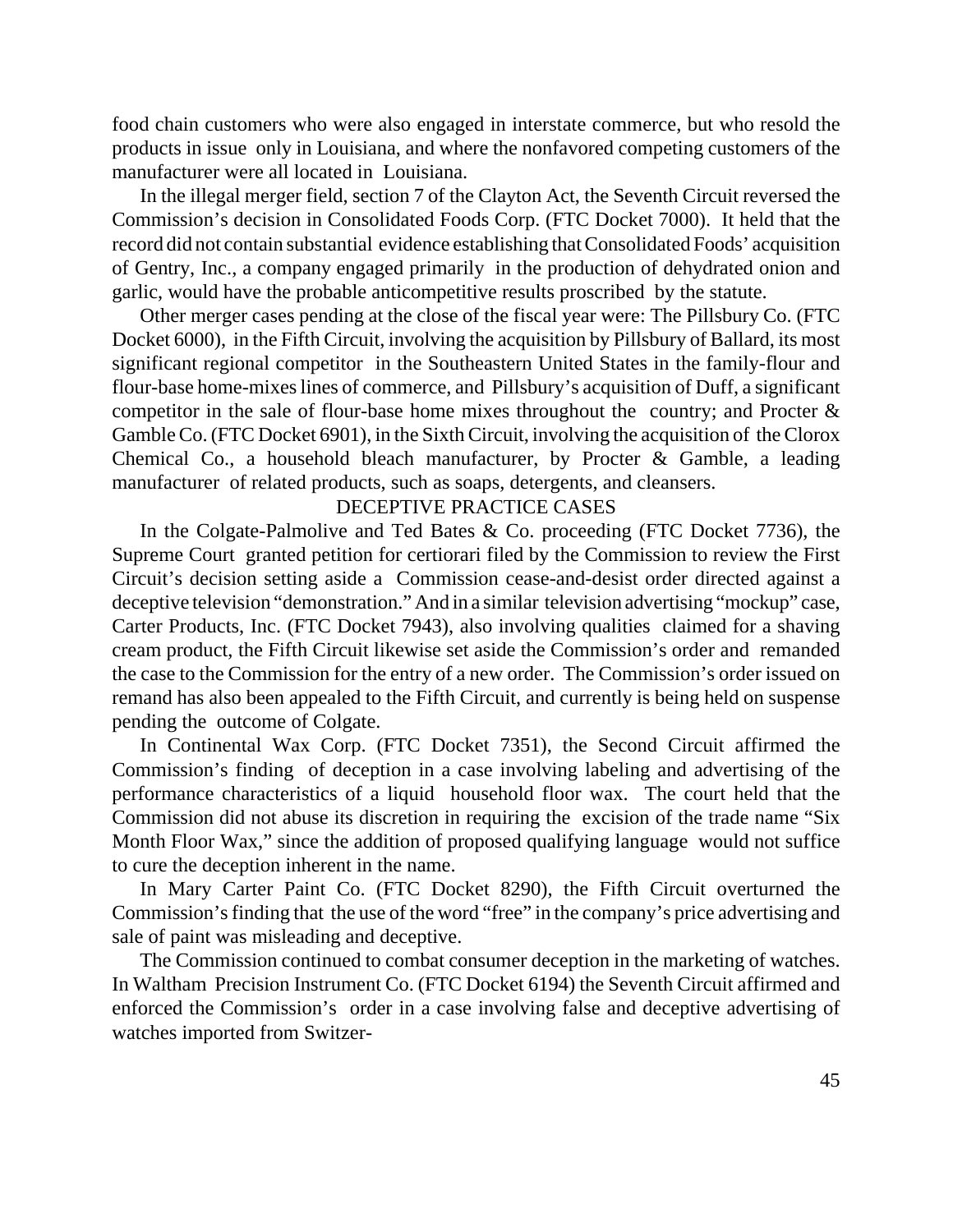food chain customers who were also engaged in interstate commerce, but who resold the products in issue only in Louisiana, and where the nonfavored competing customers of the manufacturer were all located in Louisiana.

In the illegal merger field, section 7 of the Clayton Act, the Seventh Circuit reversed the Commission's decision in Consolidated Foods Corp. (FTC Docket 7000). It held that the record did not contain substantial evidence establishing that Consolidated Foods' acquisition of Gentry, Inc., a company engaged primarily in the production of dehydrated onion and garlic, would have the probable anticompetitive results proscribed by the statute.

Other merger cases pending at the close of the fiscal year were: The Pillsbury Co. (FTC Docket 6000), in the Fifth Circuit, involving the acquisition by Pillsbury of Ballard, its most significant regional competitor in the Southeastern United States in the family-flour and flour-base home-mixes lines of commerce, and Pillsbury's acquisition of Duff, a significant competitor in the sale of flour-base home mixes throughout the country; and Procter & Gamble Co. (FTC Docket 6901), in the Sixth Circuit, involving the acquisition of the Clorox Chemical Co., a household bleach manufacturer, by Procter & Gamble, a leading manufacturer of related products, such as soaps, detergents, and cleansers.

## DECEPTIVE PRACTICE CASES

In the Colgate-Palmolive and Ted Bates & Co. proceeding (FTC Docket 7736), the Supreme Court granted petition for certiorari filed by the Commission to review the First Circuit's decision setting aside a Commission cease-and-desist order directed against a deceptive television "demonstration." And in a similar television advertising "mockup" case, Carter Products, Inc. (FTC Docket 7943), also involving qualities claimed for a shaving cream product, the Fifth Circuit likewise set aside the Commission's order and remanded the case to the Commission for the entry of a new order. The Commission's order issued on remand has also been appealed to the Fifth Circuit, and currently is being held on suspense pending the outcome of Colgate.

In Continental Wax Corp. (FTC Docket 7351), the Second Circuit affirmed the Commission's finding of deception in a case involving labeling and advertising of the performance characteristics of a liquid household floor wax. The court held that the Commission did not abuse its discretion in requiring the excision of the trade name "Six Month Floor Wax," since the addition of proposed qualifying language would not suffice to cure the deception inherent in the name.

In Mary Carter Paint Co. (FTC Docket 8290), the Fifth Circuit overturned the Commission's finding that the use of the word "free" in the company's price advertising and sale of paint was misleading and deceptive.

The Commission continued to combat consumer deception in the marketing of watches. In Waltham Precision Instrument Co. (FTC Docket 6194) the Seventh Circuit affirmed and enforced the Commission's order in a case involving false and deceptive advertising of watches imported from Switzer-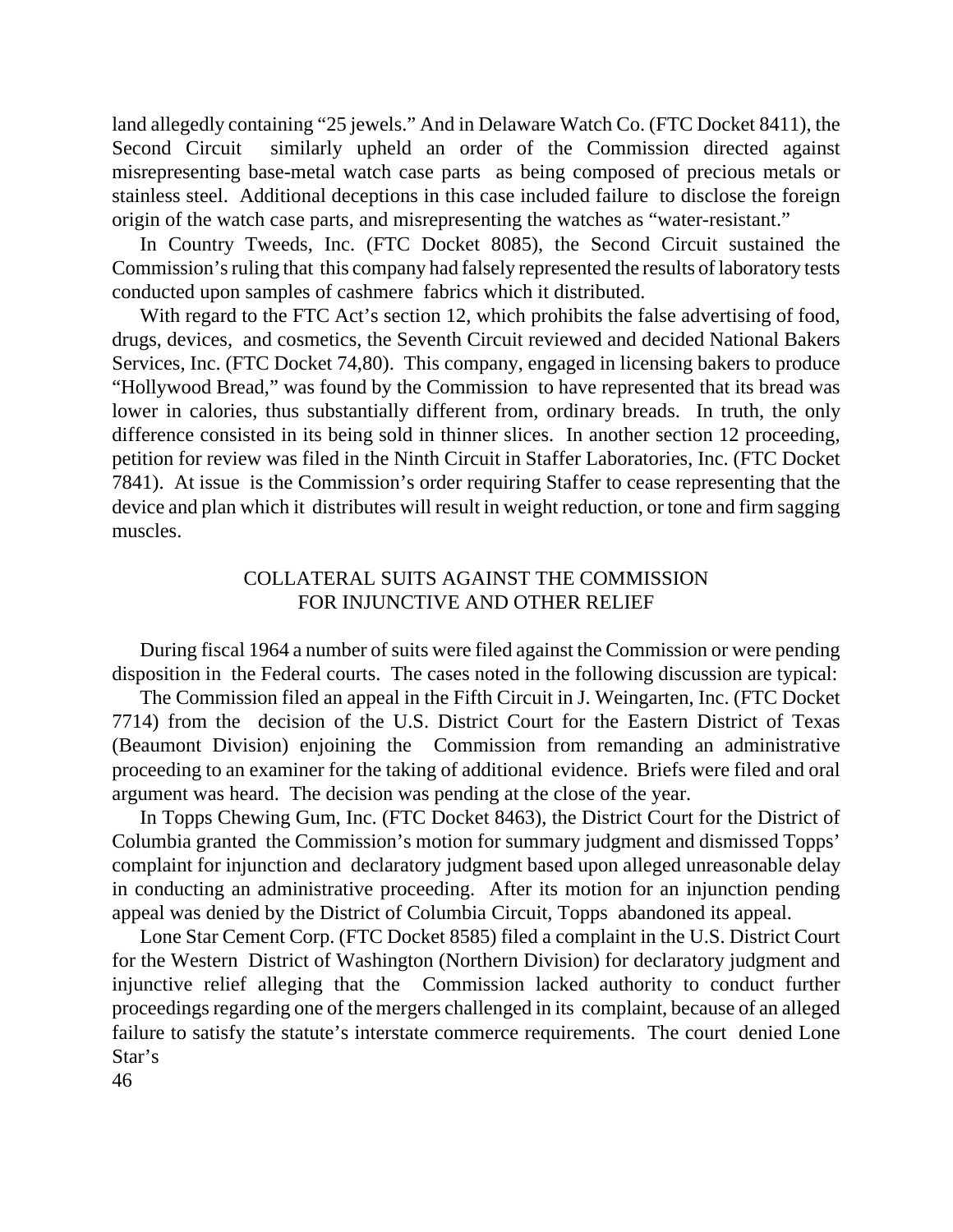land allegedly containing "25 jewels." And in Delaware Watch Co. (FTC Docket 8411), the Second Circuit similarly upheld an order of the Commission directed against misrepresenting base-metal watch case parts as being composed of precious metals or stainless steel. Additional deceptions in this case included failure to disclose the foreign origin of the watch case parts, and misrepresenting the watches as "water-resistant."

In Country Tweeds, Inc. (FTC Docket 8085), the Second Circuit sustained the Commission's ruling that this company had falsely represented the results of laboratory tests conducted upon samples of cashmere fabrics which it distributed.

With regard to the FTC Act's section 12, which prohibits the false advertising of food, drugs, devices, and cosmetics, the Seventh Circuit reviewed and decided National Bakers Services, Inc. (FTC Docket 74,80). This company, engaged in licensing bakers to produce "Hollywood Bread," was found by the Commission to have represented that its bread was lower in calories, thus substantially different from, ordinary breads. In truth, the only difference consisted in its being sold in thinner slices. In another section 12 proceeding, petition for review was filed in the Ninth Circuit in Staffer Laboratories, Inc. (FTC Docket 7841). At issue is the Commission's order requiring Staffer to cease representing that the device and plan which it distributes will result in weight reduction, or tone and firm sagging muscles.

## COLLATERAL SUITS AGAINST THE COMMISSION FOR INJUNCTIVE AND OTHER RELIEF

During fiscal 1964 a number of suits were filed against the Commission or were pending disposition in the Federal courts. The cases noted in the following discussion are typical:

The Commission filed an appeal in the Fifth Circuit in J. Weingarten, Inc. (FTC Docket 7714) from the decision of the U.S. District Court for the Eastern District of Texas (Beaumont Division) enjoining the Commission from remanding an administrative proceeding to an examiner for the taking of additional evidence. Briefs were filed and oral argument was heard. The decision was pending at the close of the year.

In Topps Chewing Gum, Inc. (FTC Docket 8463), the District Court for the District of Columbia granted the Commission's motion for summary judgment and dismissed Topps' complaint for injunction and declaratory judgment based upon alleged unreasonable delay in conducting an administrative proceeding. After its motion for an injunction pending appeal was denied by the District of Columbia Circuit, Topps abandoned its appeal.

Lone Star Cement Corp. (FTC Docket 8585) filed a complaint in the U.S. District Court for the Western District of Washington (Northern Division) for declaratory judgment and injunctive relief alleging that the Commission lacked authority to conduct further proceedings regarding one of the mergers challenged in its complaint, because of an alleged failure to satisfy the statute's interstate commerce requirements. The court denied Lone Star's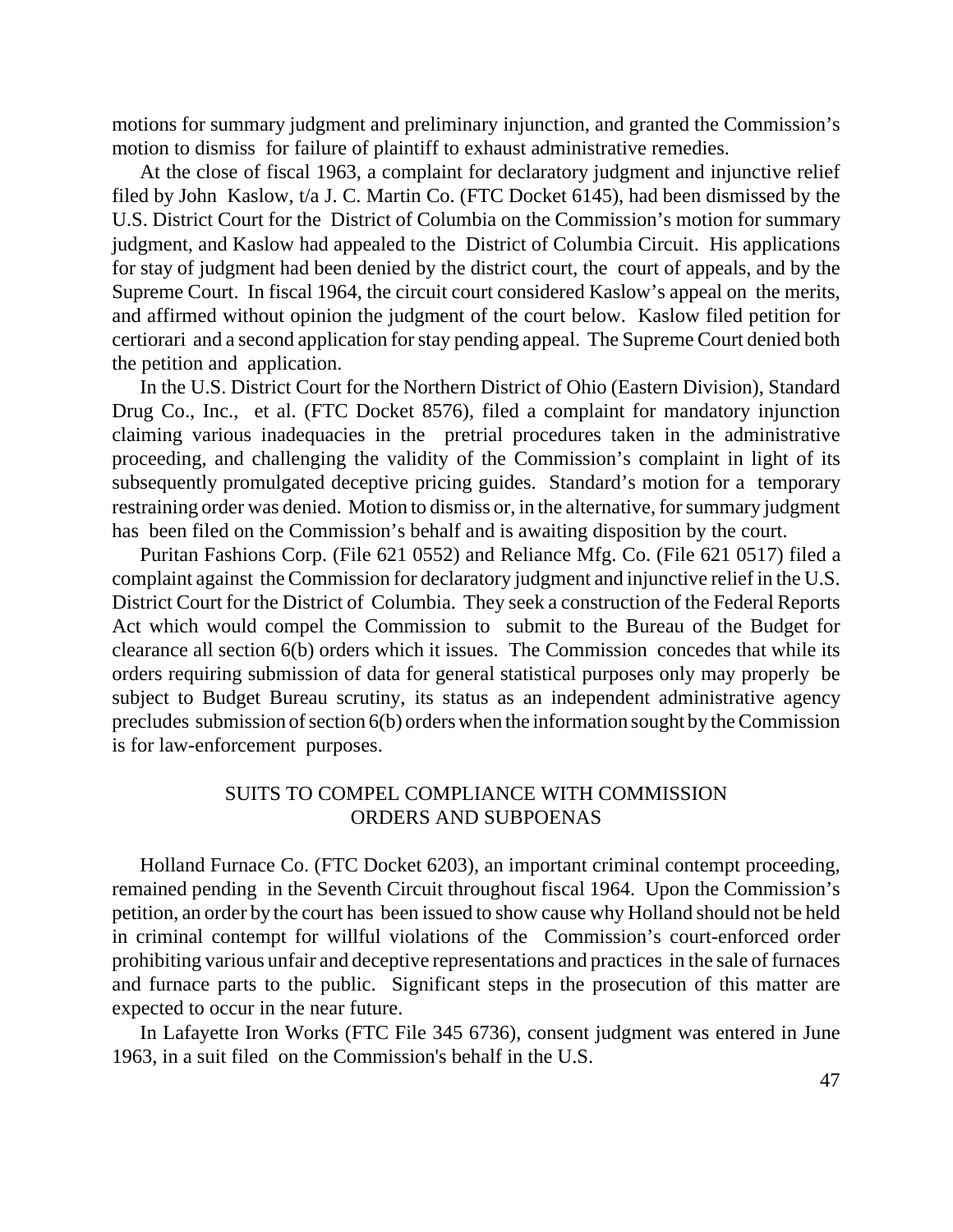motions for summary judgment and preliminary injunction, and granted the Commission's motion to dismiss for failure of plaintiff to exhaust administrative remedies.

At the close of fiscal 1963, a complaint for declaratory judgment and injunctive relief filed by John Kaslow, t/a J. C. Martin Co. (FTC Docket 6145), had been dismissed by the U.S. District Court for the District of Columbia on the Commission's motion for summary judgment, and Kaslow had appealed to the District of Columbia Circuit. His applications for stay of judgment had been denied by the district court, the court of appeals, and by the Supreme Court. In fiscal 1964, the circuit court considered Kaslow's appeal on the merits, and affirmed without opinion the judgment of the court below. Kaslow filed petition for certiorari and a second application for stay pending appeal. The Supreme Court denied both the petition and application.

In the U.S. District Court for the Northern District of Ohio (Eastern Division), Standard Drug Co., Inc., et al. (FTC Docket 8576), filed a complaint for mandatory injunction claiming various inadequacies in the pretrial procedures taken in the administrative proceeding, and challenging the validity of the Commission's complaint in light of its subsequently promulgated deceptive pricing guides. Standard's motion for a temporary restraining order was denied. Motion to dismiss or, in the alternative, for summary judgment has been filed on the Commission's behalf and is awaiting disposition by the court.

Puritan Fashions Corp. (File 621 0552) and Reliance Mfg. Co. (File 621 0517) filed a complaint against the Commission for declaratory judgment and injunctive relief in the U.S. District Court for the District of Columbia. They seek a construction of the Federal Reports Act which would compel the Commission to submit to the Bureau of the Budget for clearance all section 6(b) orders which it issues. The Commission concedes that while its orders requiring submission of data for general statistical purposes only may properly be subject to Budget Bureau scrutiny, its status as an independent administrative agency precludes submission of section 6(b) orders when the information sought by the Commission is for law-enforcement purposes.

## SUITS TO COMPEL COMPLIANCE WITH COMMISSION ORDERS AND SUBPOENAS

Holland Furnace Co. (FTC Docket 6203), an important criminal contempt proceeding, remained pending in the Seventh Circuit throughout fiscal 1964. Upon the Commission's petition, an order by the court has been issued to show cause why Holland should not be held in criminal contempt for willful violations of the Commission's court-enforced order prohibiting various unfair and deceptive representations and practices in the sale of furnaces and furnace parts to the public. Significant steps in the prosecution of this matter are expected to occur in the near future.

In Lafayette Iron Works (FTC File 345 6736), consent judgment was entered in June 1963, in a suit filed on the Commission's behalf in the U.S.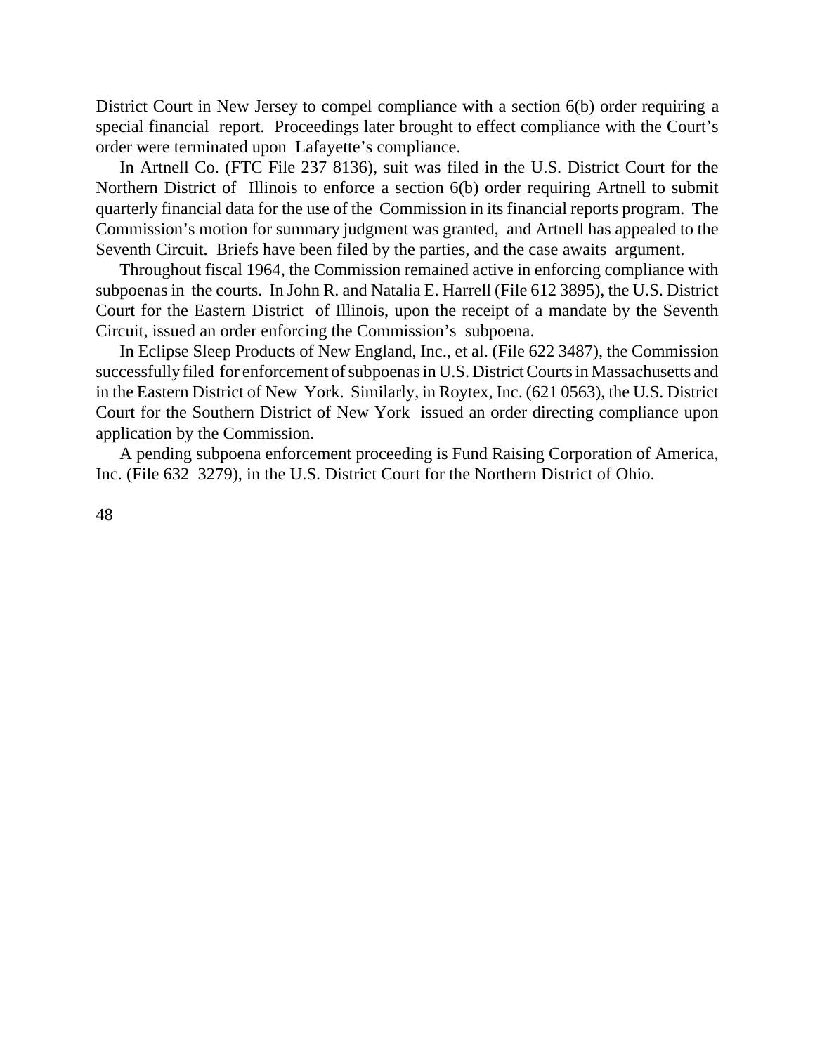District Court in New Jersey to compel compliance with a section 6(b) order requiring a special financial report. Proceedings later brought to effect compliance with the Court's order were terminated upon Lafayette's compliance.

In Artnell Co. (FTC File 237 8136), suit was filed in the U.S. District Court for the Northern District of Illinois to enforce a section 6(b) order requiring Artnell to submit quarterly financial data for the use of the Commission in its financial reports program. The Commission's motion for summary judgment was granted, and Artnell has appealed to the Seventh Circuit. Briefs have been filed by the parties, and the case awaits argument.

Throughout fiscal 1964, the Commission remained active in enforcing compliance with subpoenas in the courts. In John R. and Natalia E. Harrell (File 612 3895), the U.S. District Court for the Eastern District of Illinois, upon the receipt of a mandate by the Seventh Circuit, issued an order enforcing the Commission's subpoena.

In Eclipse Sleep Products of New England, Inc., et al. (File 622 3487), the Commission successfully filed for enforcement of subpoenas in U.S. District Courts in Massachusetts and in the Eastern District of New York. Similarly, in Roytex, Inc. (621 0563), the U.S. District Court for the Southern District of New York issued an order directing compliance upon application by the Commission.

A pending subpoena enforcement proceeding is Fund Raising Corporation of America, Inc. (File 632 3279), in the U.S. District Court for the Northern District of Ohio.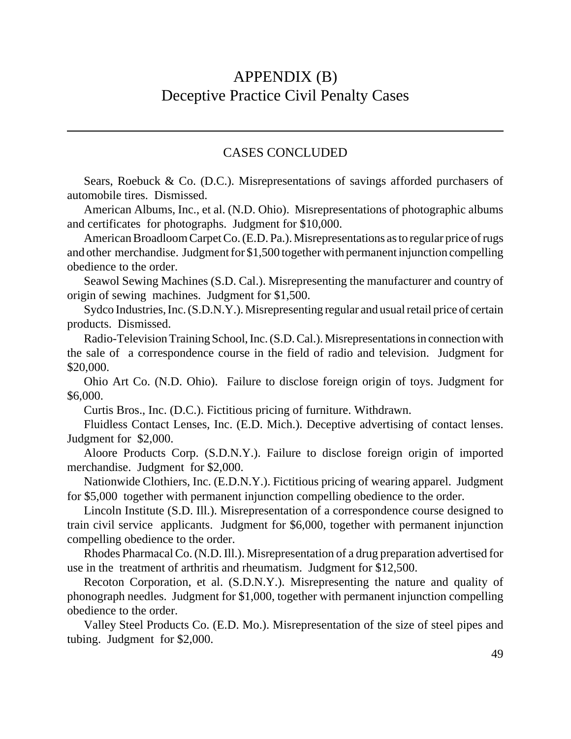# APPENDIX (B)
## Deceptive Practice Civil Penalty Cases

---

### CASES CONCLUDED

Sears, Roebuck & Co. (D.C.). Misrepresentations of savings afforded purchasers of automobile tires. Dismissed.

American Albums, Inc., et al. (N.D. Ohio). Misrepresentations of photographic albums and certificates for photographs. Judgment for $10,000.

American Broadloom Carpet Co. (E.D. Pa.). Misrepresentations as to regular price of rugs and other merchandise. Judgment for $1,500 together with permanent injunction compelling obedience to the order.

Seawol Sewing Machines (S.D. Cal.). Misrepresenting the manufacturer and country of origin of sewing machines. Judgment for $1,500.

Sydco Industries, Inc. (S.D.N.Y.). Misrepresenting regular and usual retail price of certain products. Dismissed.

Radio-Television Training School, Inc. (S.D. Cal.). Misrepresentations in connection with the sale of a correspondence course in the field of radio and television. Judgment for $20,000.

Ohio Art Co. (N.D. Ohio). Failure to disclose foreign origin of toys. Judgment for $6,000.

Curtis Bros., Inc. (D.C.). Fictitious pricing of furniture. Withdrawn.

Fluidless Contact Lenses, Inc. (E.D. Mich.). Deceptive advertising of contact lenses. Judgment for $2,000.

Aloore Products Corp. (S.D.N.Y.). Failure to disclose foreign origin of imported merchandise. Judgment for $2,000.

Nationwide Clothiers, Inc. (E.D.N.Y.). Fictitious pricing of wearing apparel. Judgment for $5,000 together with permanent injunction compelling obedience to the order.

Lincoln Institute (S.D. Ill.). Misrepresentation of a correspondence course designed to train civil service applicants. Judgment for $6,000, together with permanent injunction compelling obedience to the order.

Rhodes Pharmacal Co. (N.D. Ill.). Misrepresentation of a drug preparation advertised for use in the treatment of arthritis and rheumatism. Judgment for $12,500.

Recoton Corporation, et al. (S.D.N.Y.). Misrepresenting the nature and quality of phonograph needles. Judgment for $1,000, together with permanent injunction compelling obedience to the order.

Valley Steel Products Co. (E.D. Mo.). Misrepresentation of the size of steel pipes and tubing. Judgment for $2,000.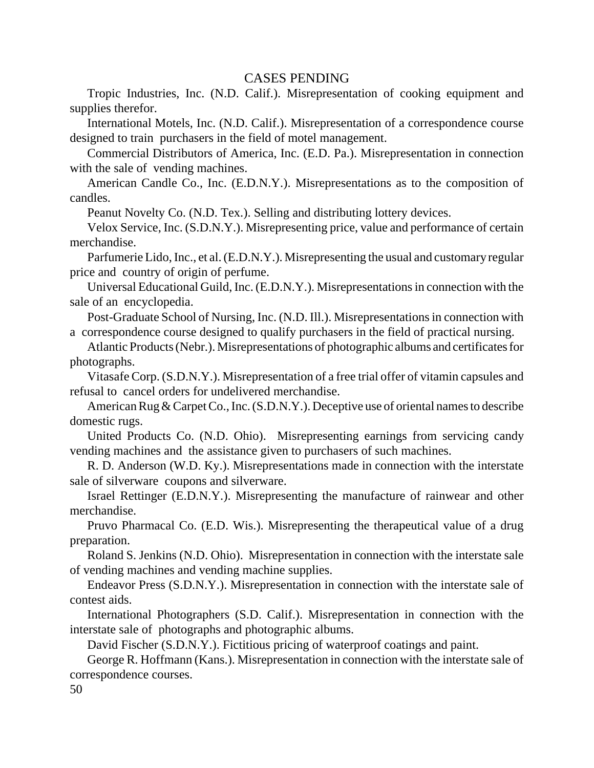## CASES PENDING

Tropic Industries, Inc. (N.D. Calif.). Misrepresentation of cooking equipment and supplies therefor.

International Motels, Inc. (N.D. Calif.). Misrepresentation of a correspondence course designed to train purchasers in the field of motel management.

Commercial Distributors of America, Inc. (E.D. Pa.). Misrepresentation in connection with the sale of vending machines.

American Candle Co., Inc. (E.D.N.Y.). Misrepresentations as to the composition of candles.

Peanut Novelty Co. (N.D. Tex.). Selling and distributing lottery devices.

Velox Service, Inc. (S.D.N.Y.). Misrepresenting price, value and performance of certain merchandise.

Parfumerie Lido, Inc., et al. (E.D.N.Y.). Misrepresenting the usual and customary regular price and country of origin of perfume.

Universal Educational Guild, Inc. (E.D.N.Y.). Misrepresentations in connection with the sale of an encyclopedia.

Post-Graduate School of Nursing, Inc. (N.D. Ill.). Misrepresentations in connection with a correspondence course designed to qualify purchasers in the field of practical nursing.

Atlantic Products (Nebr.). Misrepresentations of photographic albums and certificates for photographs.

Vitasafe Corp. (S.D.N.Y.). Misrepresentation of a free trial offer of vitamin capsules and refusal to cancel orders for undelivered merchandise.

American Rug & Carpet Co., Inc. (S.D.N.Y.). Deceptive use of oriental names to describe domestic rugs.

United Products Co. (N.D. Ohio). Misrepresenting earnings from servicing candy vending machines and the assistance given to purchasers of such machines.

R. D. Anderson (W.D. Ky.). Misrepresentations made in connection with the interstate sale of silverware coupons and silverware.

Israel Rettinger (E.D.N.Y.). Misrepresenting the manufacture of rainwear and other merchandise.

Pruvo Pharmacal Co. (E.D. Wis.). Misrepresenting the therapeutical value of a drug preparation.

Roland S. Jenkins (N.D. Ohio). Misrepresentation in connection with the interstate sale of vending machines and vending machine supplies.

Endeavor Press (S.D.N.Y.). Misrepresentation in connection with the interstate sale of contest aids.

International Photographers (S.D. Calif.). Misrepresentation in connection with the interstate sale of photographs and photographic albums.

David Fischer (S.D.N.Y.). Fictitious pricing of waterproof coatings and paint.

George R. Hoffmann (Kans.). Misrepresentation in connection with the interstate sale of correspondence courses.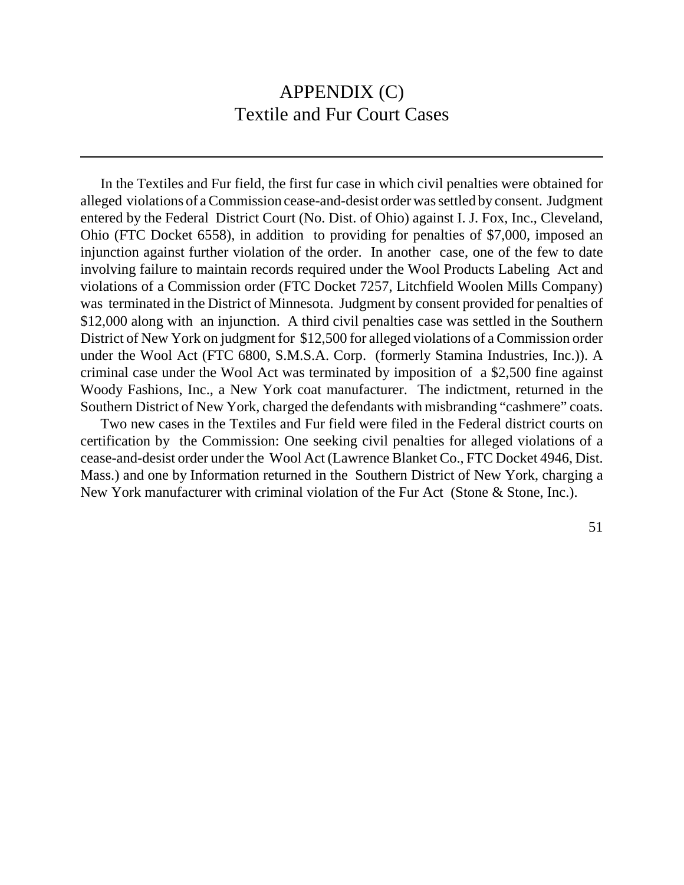# APPENDIX (C)
## Textile and Fur Court Cases

In the Textiles and Fur field, the first fur case in which civil penalties were obtained for alleged violations of a Commission cease-and-desist order was settled by consent. Judgment entered by the Federal District Court (No. Dist. of Ohio) against I. J. Fox, Inc., Cleveland, Ohio (FTC Docket 6558), in addition to providing for penalties of $7,000, imposed an injunction against further violation of the order. In another case, one of the few to date involving failure to maintain records required under the Wool Products Labeling Act and violations of a Commission order (FTC Docket 7257, Litchfield Woolen Mills Company) was terminated in the District of Minnesota. Judgment by consent provided for penalties of $12,000 along with an injunction. A third civil penalties case was settled in the Southern District of New York on judgment for $12,500 for alleged violations of a Commission order under the Wool Act (FTC 6800, S.M.S.A. Corp. (formerly Stamina Industries, Inc.)). A criminal case under the Wool Act was terminated by imposition of a $2,500 fine against Woody Fashions, Inc., a New York coat manufacturer. The indictment, returned in the Southern District of New York, charged the defendants with misbranding "cashmere" coats.

Two new cases in the Textiles and Fur field were filed in the Federal district courts on certification by the Commission: One seeking civil penalties for alleged violations of a cease-and-desist order under the Wool Act (Lawrence Blanket Co., FTC Docket 4946, Dist. Mass.) and one by Information returned in the Southern District of New York, charging a New York manufacturer with criminal violation of the Fur Act (Stone & Stone, Inc.).